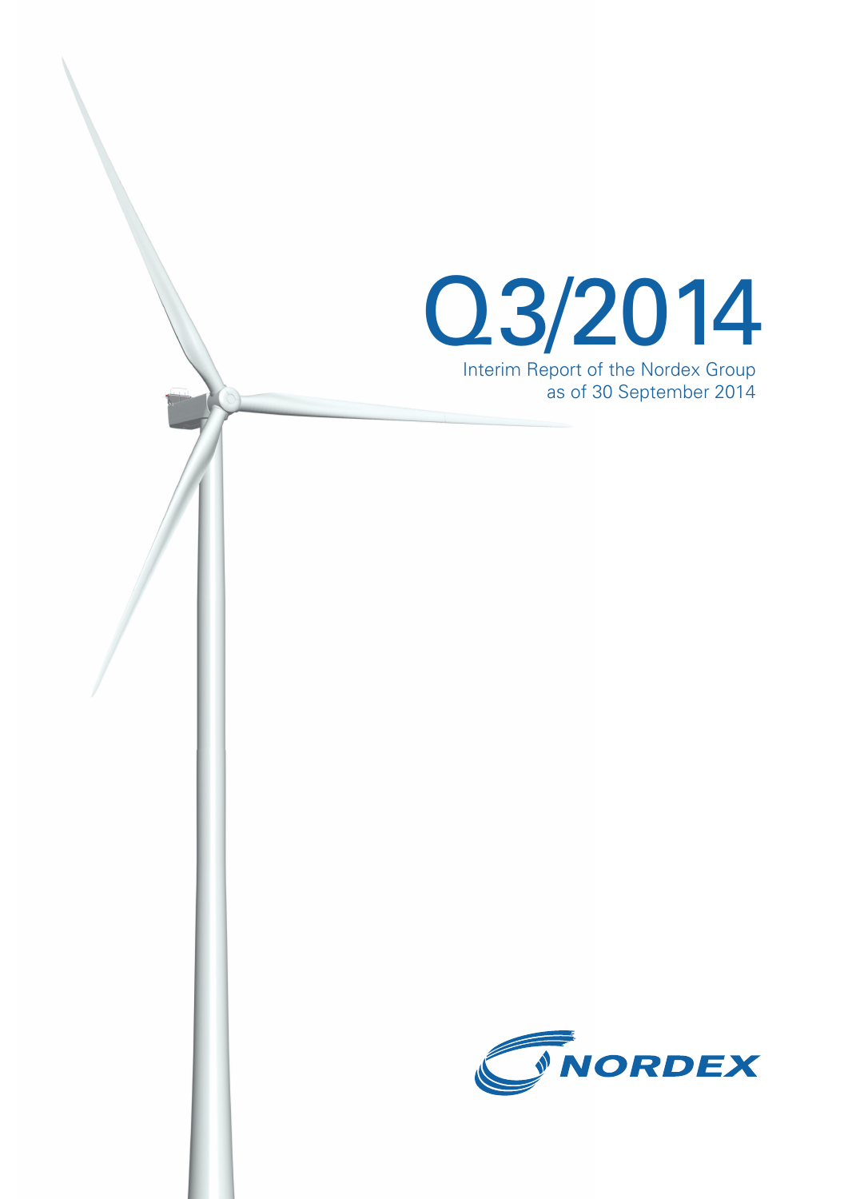# Q3/2014

Interim Report of the Nordex Group
as of 30 September 2014

NORDEX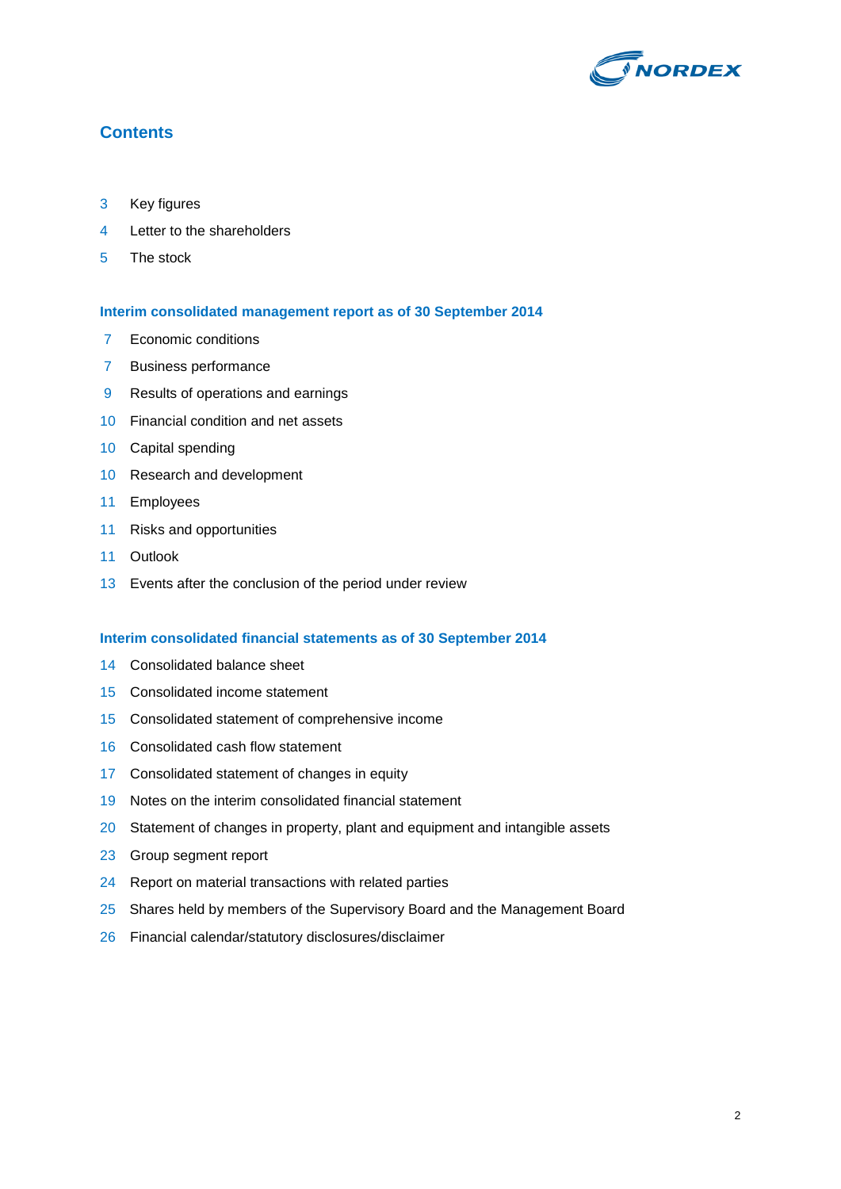## Contents

3 Key figures
4 Letter to the shareholders
5 The stock

### Interim consolidated management report as of 30 September 2014

7 Economic conditions
7 Business performance
9 Results of operations and earnings
10 Financial condition and net assets
10 Capital spending
10 Research and development
11 Employees
11 Risks and opportunities
11 Outlook
13 Events after the conclusion of the period under review

### Interim consolidated financial statements as of 30 September 2014

14 Consolidated balance sheet
15 Consolidated income statement
15 Consolidated statement of comprehensive income
16 Consolidated cash flow statement
17 Consolidated statement of changes in equity
19 Notes on the interim consolidated financial statement
20 Statement of changes in property, plant and equipment and intangible assets
23 Group segment report
24 Report on material transactions with related parties
25 Shares held by members of the Supervisory Board and the Management Board
26 Financial calendar/statutory disclosures/disclaimer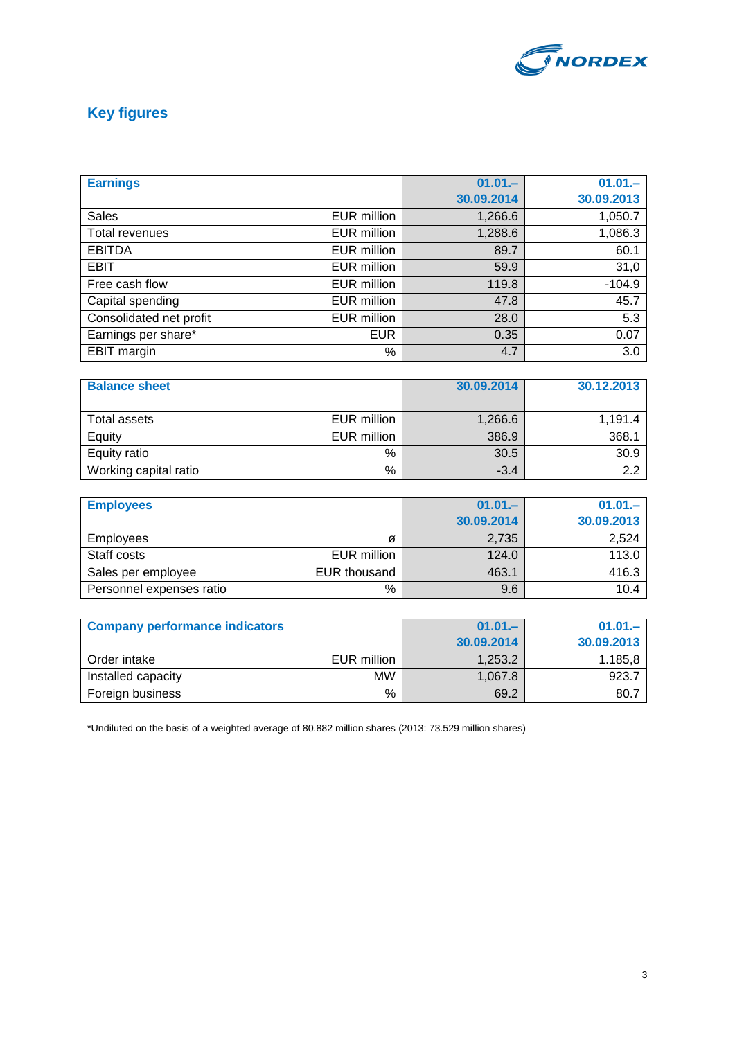## Key figures

| Earnings | | 01.01.–30.09.2014 | 01.01.–30.09.2013 |
|---|---|---|---|
| Sales | EUR million | 1,266.6 | 1,050.7 |
| Total revenues | EUR million | 1,288.6 | 1,086.3 |
| EBITDA | EUR million | 89.7 | 60.1 |
| EBIT | EUR million | 59.9 | 31,0 |
| Free cash flow | EUR million | 119.8 | -104.9 |
| Capital spending | EUR million | 47.8 | 45.7 |
| Consolidated net profit | EUR million | 28.0 | 5.3 |
| Earnings per share* | EUR | 0.35 | 0.07 |
| EBIT margin | % | 4.7 | 3.0 |

| Balance sheet | | 30.09.2014 | 30.12.2013 |
|---|---|---|---|
| Total assets | EUR million | 1,266.6 | 1,191.4 |
| Equity | EUR million | 386.9 | 368.1 |
| Equity ratio | % | 30.5 | 30.9 |
| Working capital ratio | % | -3.4 | 2.2 |

| Employees | | 01.01.–30.09.2014 | 01.01.–30.09.2013 |
|---|---|---|---|
| Employees | ø | 2,735 | 2,524 |
| Staff costs | EUR million | 124.0 | 113.0 |
| Sales per employee | EUR thousand | 463.1 | 416.3 |
| Personnel expenses ratio | % | 9.6 | 10.4 |

| Company performance indicators | | 01.01.–30.09.2014 | 01.01.–30.09.2013 |
|---|---|---|---|
| Order intake | EUR million | 1,253.2 | 1.185,8 |
| Installed capacity | MW | 1,067.8 | 923.7 |
| Foreign business | % | 69.2 | 80.7 |

*Undiluted on the basis of a weighted average of 80.882 million shares (2013: 73.529 million shares)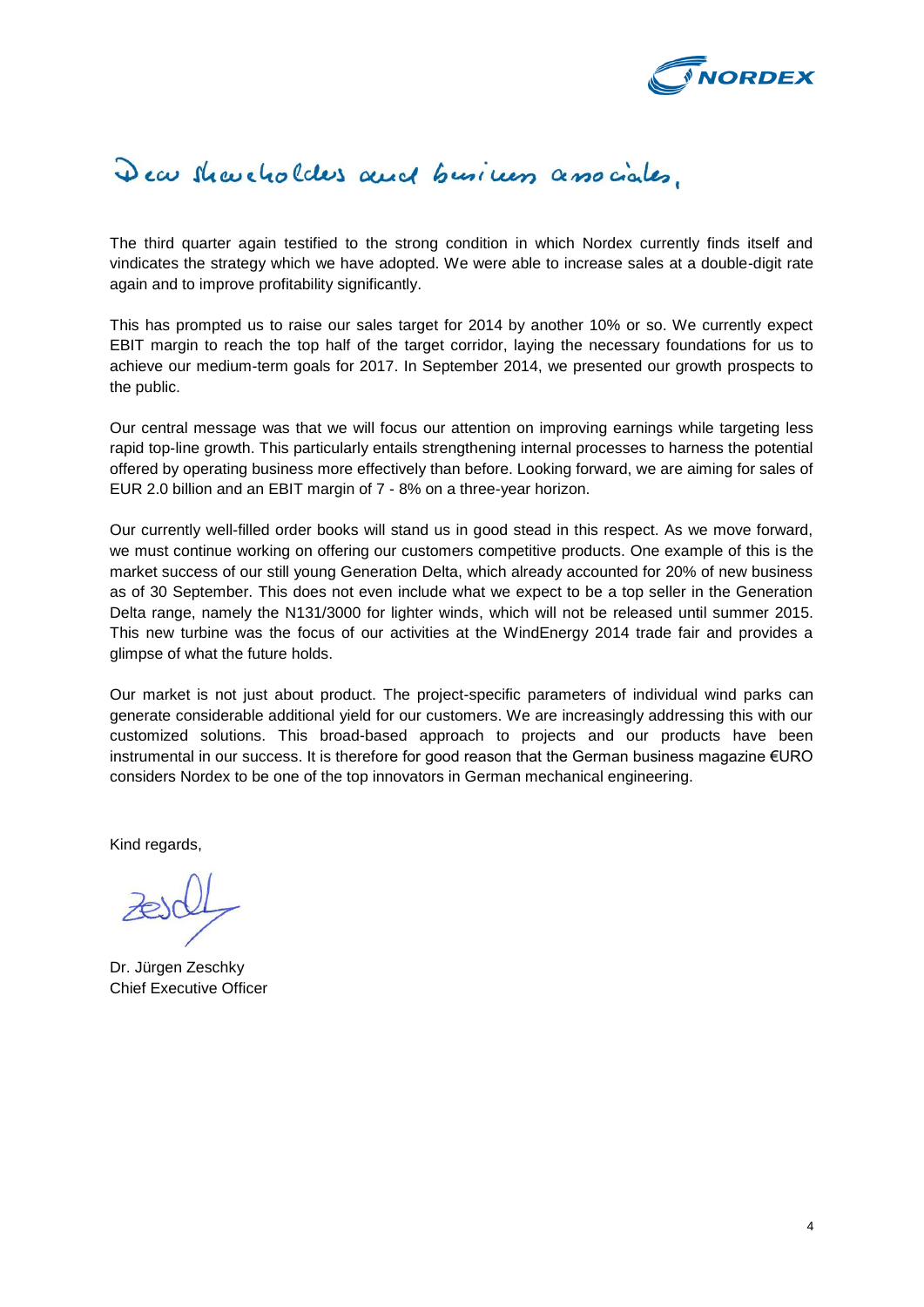Dear shareholders and business associates,

The third quarter again testified to the strong condition in which Nordex currently finds itself and vindicates the strategy which we have adopted. We were able to increase sales at a double-digit rate again and to improve profitability significantly.

This has prompted us to raise our sales target for 2014 by another 10% or so. We currently expect EBIT margin to reach the top half of the target corridor, laying the necessary foundations for us to achieve our medium-term goals for 2017. In September 2014, we presented our growth prospects to the public.

Our central message was that we will focus our attention on improving earnings while targeting less rapid top-line growth. This particularly entails strengthening internal processes to harness the potential offered by operating business more effectively than before. Looking forward, we are aiming for sales of EUR 2.0 billion and an EBIT margin of 7 - 8% on a three-year horizon.

Our currently well-filled order books will stand us in good stead in this respect. As we move forward, we must continue working on offering our customers competitive products. One example of this is the market success of our still young Generation Delta, which already accounted for 20% of new business as of 30 September. This does not even include what we expect to be a top seller in the Generation Delta range, namely the N131/3000 for lighter winds, which will not be released until summer 2015. This new turbine was the focus of our activities at the WindEnergy 2014 trade fair and provides a glimpse of what the future holds.

Our market is not just about product. The project-specific parameters of individual wind parks can generate considerable additional yield for our customers. We are increasingly addressing this with our customized solutions. This broad-based approach to projects and our products have been instrumental in our success. It is therefore for good reason that the German business magazine €URO considers Nordex to be one of the top innovators in German mechanical engineering.

Kind regards,

Dr. Jürgen Zeschky
Chief Executive Officer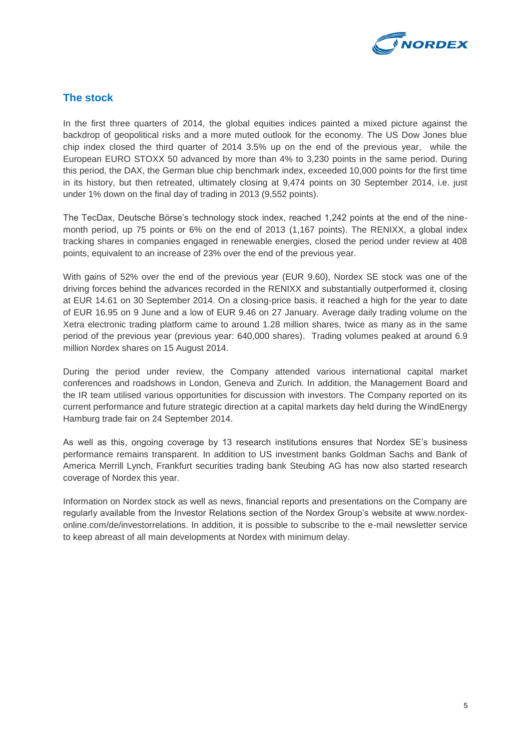## The stock

In the first three quarters of 2014, the global equities indices painted a mixed picture against the backdrop of geopolitical risks and a more muted outlook for the economy. The US Dow Jones blue chip index closed the third quarter of 2014 3.5% up on the end of the previous year, while the European EURO STOXX 50 advanced by more than 4% to 3,230 points in the same period. During this period, the DAX, the German blue chip benchmark index, exceeded 10,000 points for the first time in its history, but then retreated, ultimately closing at 9,474 points on 30 September 2014, i.e. just under 1% down on the final day of trading in 2013 (9,552 points).

The TecDax, Deutsche Börse's technology stock index, reached 1,242 points at the end of the nine-month period, up 75 points or 6% on the end of 2013 (1,167 points). The RENIXX, a global index tracking shares in companies engaged in renewable energies, closed the period under review at 408 points, equivalent to an increase of 23% over the end of the previous year.

With gains of 52% over the end of the previous year (EUR 9.60), Nordex SE stock was one of the driving forces behind the advances recorded in the RENIXX and substantially outperformed it, closing at EUR 14.61 on 30 September 2014. On a closing-price basis, it reached a high for the year to date of EUR 16.95 on 9 June and a low of EUR 9.46 on 27 January. Average daily trading volume on the Xetra electronic trading platform came to around 1.28 million shares, twice as many as in the same period of the previous year (previous year: 640,000 shares). Trading volumes peaked at around 6.9 million Nordex shares on 15 August 2014.

During the period under review, the Company attended various international capital market conferences and roadshows in London, Geneva and Zurich. In addition, the Management Board and the IR team utilised various opportunities for discussion with investors. The Company reported on its current performance and future strategic direction at a capital markets day held during the WindEnergy Hamburg trade fair on 24 September 2014.

As well as this, ongoing coverage by 13 research institutions ensures that Nordex SE's business performance remains transparent. In addition to US investment banks Goldman Sachs and Bank of America Merrill Lynch, Frankfurt securities trading bank Steubing AG has now also started research coverage of Nordex this year.

Information on Nordex stock as well as news, financial reports and presentations on the Company are regularly available from the Investor Relations section of the Nordex Group's website at www.nordex-online.com/de/investorrelations. In addition, it is possible to subscribe to the e-mail newsletter service to keep abreast of all main developments at Nordex with minimum delay.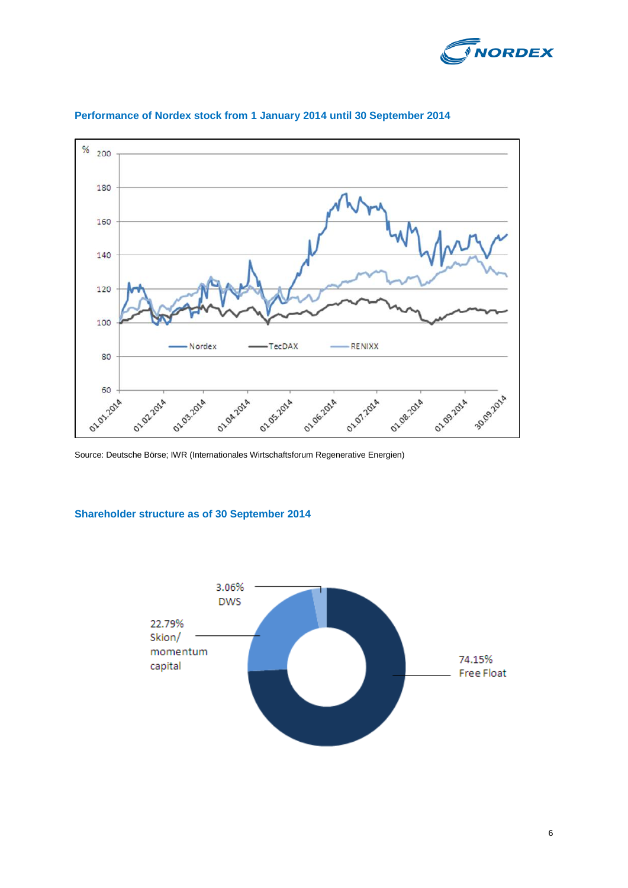## Performance of Nordex stock from 1 January 2014 until 30 September 2014

Source: Deutsche Börse; IWR (Internationales Wirtschaftsforum Regenerative Energien)

## Shareholder structure as of 30 September 2014

| Shareholder | Share |
|---|---|
| DWS | 3.06% |
| Skion/ momentum capital | 22.79% |
| Free Float | 74.15% |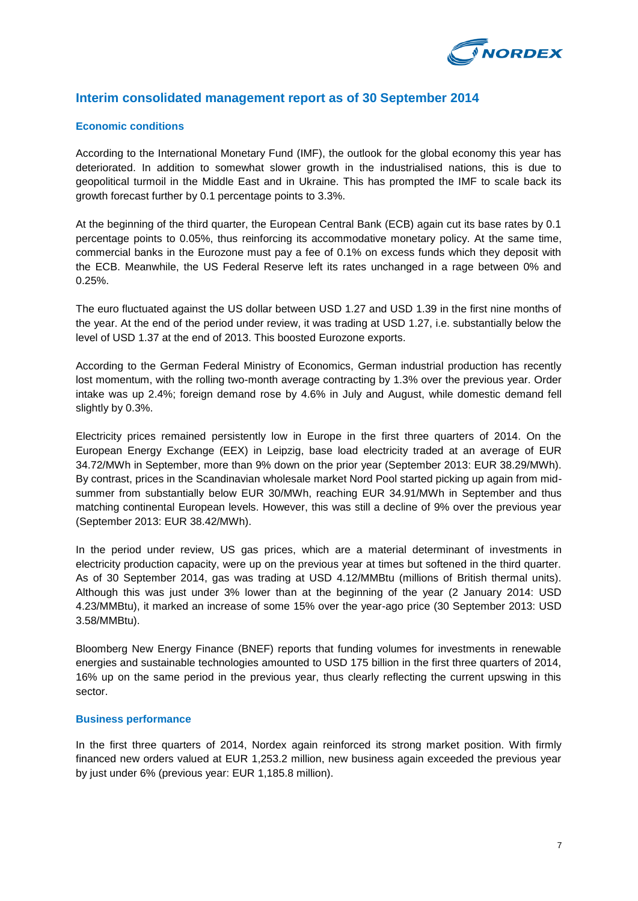## Interim consolidated management report as of 30 September 2014

### Economic conditions

According to the International Monetary Fund (IMF), the outlook for the global economy this year has deteriorated. In addition to somewhat slower growth in the industrialised nations, this is due to geopolitical turmoil in the Middle East and in Ukraine. This has prompted the IMF to scale back its growth forecast further by 0.1 percentage points to 3.3%.

At the beginning of the third quarter, the European Central Bank (ECB) again cut its base rates by 0.1 percentage points to 0.05%, thus reinforcing its accommodative monetary policy. At the same time, commercial banks in the Eurozone must pay a fee of 0.1% on excess funds which they deposit with the ECB. Meanwhile, the US Federal Reserve left its rates unchanged in a rage between 0% and 0.25%.

The euro fluctuated against the US dollar between USD 1.27 and USD 1.39 in the first nine months of the year. At the end of the period under review, it was trading at USD 1.27, i.e. substantially below the level of USD 1.37 at the end of 2013. This boosted Eurozone exports.

According to the German Federal Ministry of Economics, German industrial production has recently lost momentum, with the rolling two-month average contracting by 1.3% over the previous year. Order intake was up 2.4%; foreign demand rose by 4.6% in July and August, while domestic demand fell slightly by 0.3%.

Electricity prices remained persistently low in Europe in the first three quarters of 2014. On the European Energy Exchange (EEX) in Leipzig, base load electricity traded at an average of EUR 34.72/MWh in September, more than 9% down on the prior year (September 2013: EUR 38.29/MWh). By contrast, prices in the Scandinavian wholesale market Nord Pool started picking up again from mid-summer from substantially below EUR 30/MWh, reaching EUR 34.91/MWh in September and thus matching continental European levels. However, this was still a decline of 9% over the previous year (September 2013: EUR 38.42/MWh).

In the period under review, US gas prices, which are a material determinant of investments in electricity production capacity, were up on the previous year at times but softened in the third quarter. As of 30 September 2014, gas was trading at USD 4.12/MMBtu (millions of British thermal units). Although this was just under 3% lower than at the beginning of the year (2 January 2014: USD 4.23/MMBtu), it marked an increase of some 15% over the year-ago price (30 September 2013: USD 3.58/MMBtu).

Bloomberg New Energy Finance (BNEF) reports that funding volumes for investments in renewable energies and sustainable technologies amounted to USD 175 billion in the first three quarters of 2014, 16% up on the same period in the previous year, thus clearly reflecting the current upswing in this sector.

### Business performance

In the first three quarters of 2014, Nordex again reinforced its strong market position. With firmly financed new orders valued at EUR 1,253.2 million, new business again exceeded the previous year by just under 6% (previous year: EUR 1,185.8 million).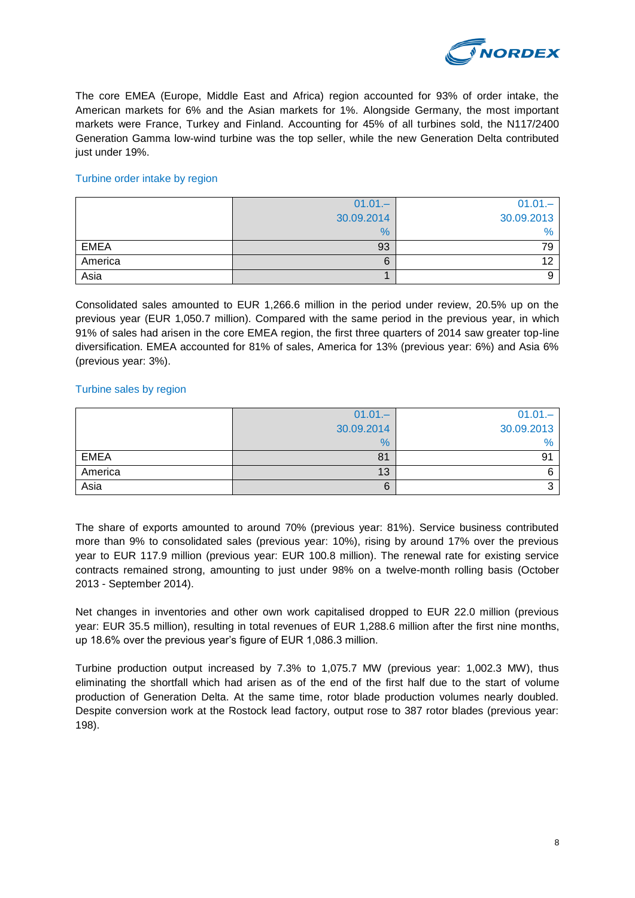The core EMEA (Europe, Middle East and Africa) region accounted for 93% of order intake, the American markets for 6% and the Asian markets for 1%. Alongside Germany, the most important markets were France, Turkey and Finland. Accounting for 45% of all turbines sold, the N117/2400 Generation Gamma low-wind turbine was the top seller, while the new Generation Delta contributed just under 19%.

### Turbine order intake by region

| | 01.01.– 30.09.2014 % | 01.01.– 30.09.2013 % |
|---|---|---|
| EMEA | 93 | 79 |
| America | 6 | 12 |
| Asia | 1 | 9 |

Consolidated sales amounted to EUR 1,266.6 million in the period under review, 20.5% up on the previous year (EUR 1,050.7 million). Compared with the same period in the previous year, in which 91% of sales had arisen in the core EMEA region, the first three quarters of 2014 saw greater top-line diversification. EMEA accounted for 81% of sales, America for 13% (previous year: 6%) and Asia 6% (previous year: 3%).

### Turbine sales by region

| | 01.01.– 30.09.2014 % | 01.01.– 30.09.2013 % |
|---|---|---|
| EMEA | 81 | 91 |
| America | 13 | 6 |
| Asia | 6 | 3 |

The share of exports amounted to around 70% (previous year: 81%). Service business contributed more than 9% to consolidated sales (previous year: 10%), rising by around 17% over the previous year to EUR 117.9 million (previous year: EUR 100.8 million). The renewal rate for existing service contracts remained strong, amounting to just under 98% on a twelve-month rolling basis (October 2013 - September 2014).

Net changes in inventories and other own work capitalised dropped to EUR 22.0 million (previous year: EUR 35.5 million), resulting in total revenues of EUR 1,288.6 million after the first nine months, up 18.6% over the previous year's figure of EUR 1,086.3 million.

Turbine production output increased by 7.3% to 1,075.7 MW (previous year: 1,002.3 MW), thus eliminating the shortfall which had arisen as of the end of the first half due to the start of volume production of Generation Delta. At the same time, rotor blade production volumes nearly doubled. Despite conversion work at the Rostock lead factory, output rose to 387 rotor blades (previous year: 198).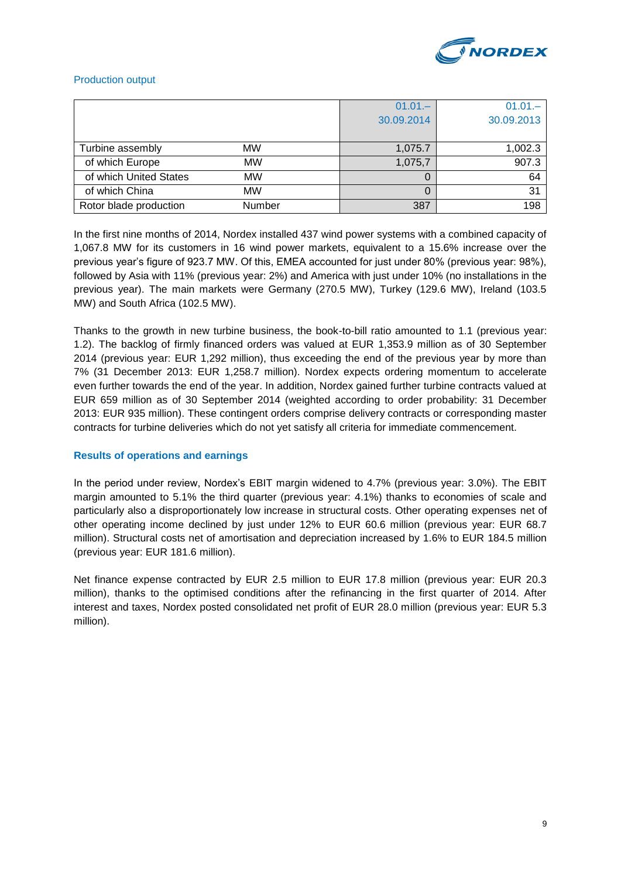Production output

| | | 01.01.– 30.09.2014 | 01.01.– 30.09.2013 |
|---|---|---|---|
| Turbine assembly | MW | 1,075.7 | 1,002.3 |
| of which Europe | MW | 1,075,7 | 907.3 |
| of which United States | MW | 0 | 64 |
| of which China | MW | 0 | 31 |
| Rotor blade production | Number | 387 | 198 |

In the first nine months of 2014, Nordex installed 437 wind power systems with a combined capacity of 1,067.8 MW for its customers in 16 wind power markets, equivalent to a 15.6% increase over the previous year's figure of 923.7 MW. Of this, EMEA accounted for just under 80% (previous year: 98%), followed by Asia with 11% (previous year: 2%) and America with just under 10% (no installations in the previous year). The main markets were Germany (270.5 MW), Turkey (129.6 MW), Ireland (103.5 MW) and South Africa (102.5 MW).

Thanks to the growth in new turbine business, the book-to-bill ratio amounted to 1.1 (previous year: 1.2). The backlog of firmly financed orders was valued at EUR 1,353.9 million as of 30 September 2014 (previous year: EUR 1,292 million), thus exceeding the end of the previous year by more than 7% (31 December 2013: EUR 1,258.7 million). Nordex expects ordering momentum to accelerate even further towards the end of the year. In addition, Nordex gained further turbine contracts valued at EUR 659 million as of 30 September 2014 (weighted according to order probability: 31 December 2013: EUR 935 million). These contingent orders comprise delivery contracts or corresponding master contracts for turbine deliveries which do not yet satisfy all criteria for immediate commencement.

## Results of operations and earnings

In the period under review, Nordex's EBIT margin widened to 4.7% (previous year: 3.0%). The EBIT margin amounted to 5.1% the third quarter (previous year: 4.1%) thanks to economies of scale and particularly also a disproportionately low increase in structural costs. Other operating expenses net of other operating income declined by just under 12% to EUR 60.6 million (previous year: EUR 68.7 million). Structural costs net of amortisation and depreciation increased by 1.6% to EUR 184.5 million (previous year: EUR 181.6 million).

Net finance expense contracted by EUR 2.5 million to EUR 17.8 million (previous year: EUR 20.3 million), thanks to the optimised conditions after the refinancing in the first quarter of 2014. After interest and taxes, Nordex posted consolidated net profit of EUR 28.0 million (previous year: EUR 5.3 million).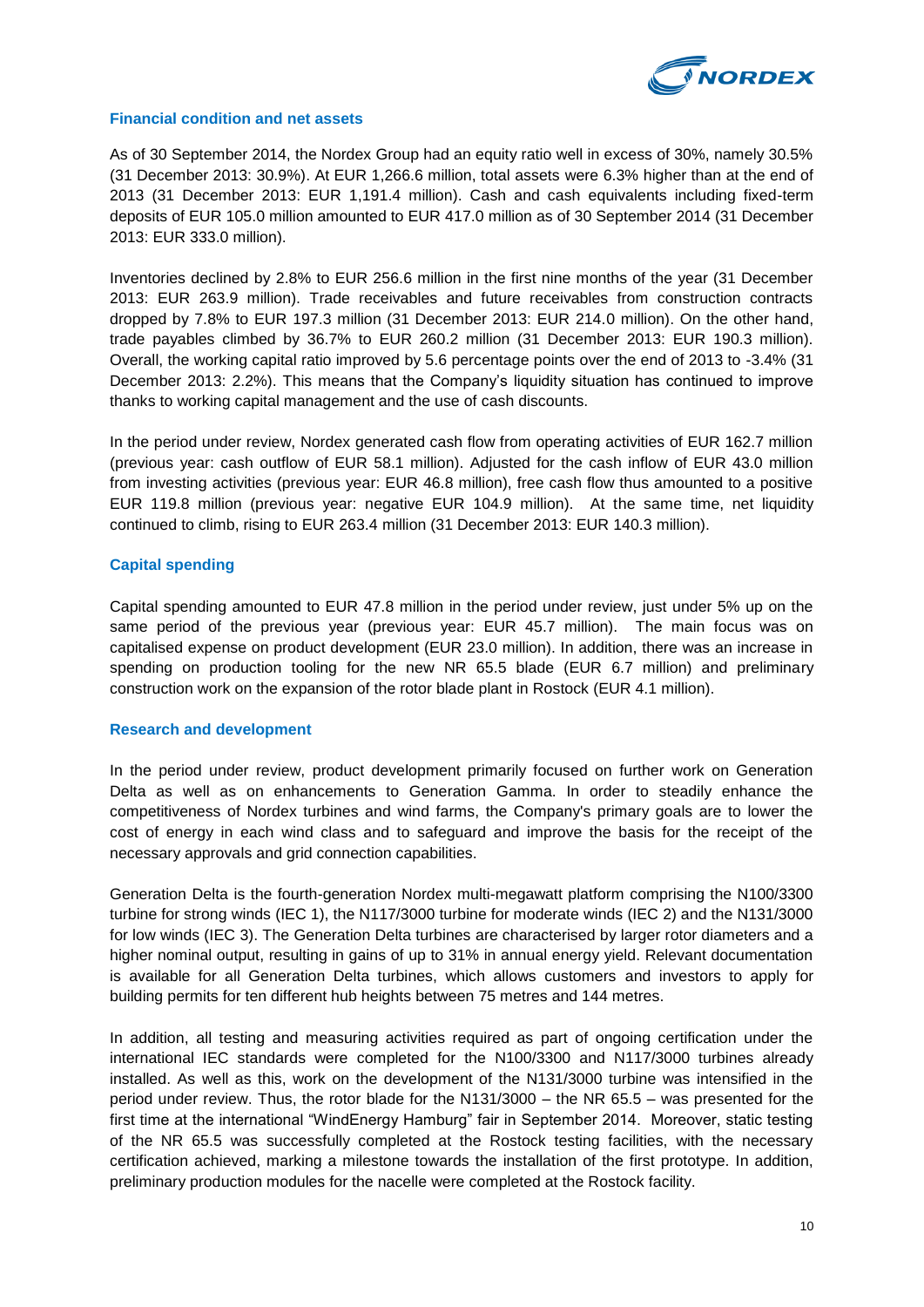### Financial condition and net assets

As of 30 September 2014, the Nordex Group had an equity ratio well in excess of 30%, namely 30.5% (31 December 2013: 30.9%). At EUR 1,266.6 million, total assets were 6.3% higher than at the end of 2013 (31 December 2013: EUR 1,191.4 million). Cash and cash equivalents including fixed-term deposits of EUR 105.0 million amounted to EUR 417.0 million as of 30 September 2014 (31 December 2013: EUR 333.0 million).

Inventories declined by 2.8% to EUR 256.6 million in the first nine months of the year (31 December 2013: EUR 263.9 million). Trade receivables and future receivables from construction contracts dropped by 7.8% to EUR 197.3 million (31 December 2013: EUR 214.0 million). On the other hand, trade payables climbed by 36.7% to EUR 260.2 million (31 December 2013: EUR 190.3 million). Overall, the working capital ratio improved by 5.6 percentage points over the end of 2013 to -3.4% (31 December 2013: 2.2%). This means that the Company's liquidity situation has continued to improve thanks to working capital management and the use of cash discounts.

In the period under review, Nordex generated cash flow from operating activities of EUR 162.7 million (previous year: cash outflow of EUR 58.1 million). Adjusted for the cash inflow of EUR 43.0 million from investing activities (previous year: EUR 46.8 million), free cash flow thus amounted to a positive EUR 119.8 million (previous year: negative EUR 104.9 million). At the same time, net liquidity continued to climb, rising to EUR 263.4 million (31 December 2013: EUR 140.3 million).

### Capital spending

Capital spending amounted to EUR 47.8 million in the period under review, just under 5% up on the same period of the previous year (previous year: EUR 45.7 million). The main focus was on capitalised expense on product development (EUR 23.0 million). In addition, there was an increase in spending on production tooling for the new NR 65.5 blade (EUR 6.7 million) and preliminary construction work on the expansion of the rotor blade plant in Rostock (EUR 4.1 million).

### Research and development

In the period under review, product development primarily focused on further work on Generation Delta as well as on enhancements to Generation Gamma. In order to steadily enhance the competitiveness of Nordex turbines and wind farms, the Company's primary goals are to lower the cost of energy in each wind class and to safeguard and improve the basis for the receipt of the necessary approvals and grid connection capabilities.

Generation Delta is the fourth-generation Nordex multi-megawatt platform comprising the N100/3300 turbine for strong winds (IEC 1), the N117/3000 turbine for moderate winds (IEC 2) and the N131/3000 for low winds (IEC 3). The Generation Delta turbines are characterised by larger rotor diameters and a higher nominal output, resulting in gains of up to 31% in annual energy yield. Relevant documentation is available for all Generation Delta turbines, which allows customers and investors to apply for building permits for ten different hub heights between 75 metres and 144 metres.

In addition, all testing and measuring activities required as part of ongoing certification under the international IEC standards were completed for the N100/3300 and N117/3000 turbines already installed. As well as this, work on the development of the N131/3000 turbine was intensified in the period under review. Thus, the rotor blade for the N131/3000 – the NR 65.5 – was presented for the first time at the international "WindEnergy Hamburg" fair in September 2014. Moreover, static testing of the NR 65.5 was successfully completed at the Rostock testing facilities, with the necessary certification achieved, marking a milestone towards the installation of the first prototype. In addition, preliminary production modules for the nacelle were completed at the Rostock facility.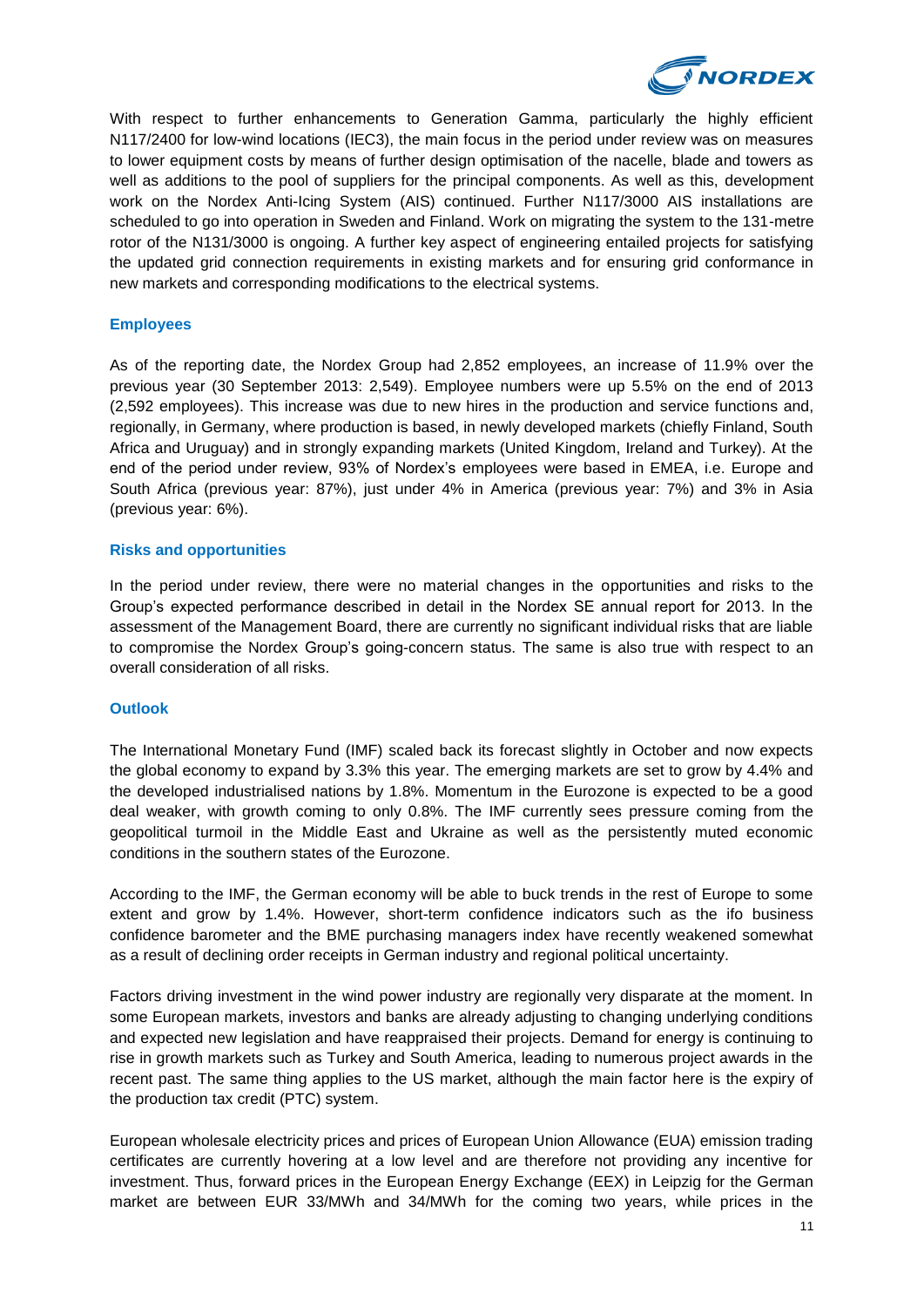With respect to further enhancements to Generation Gamma, particularly the highly efficient N117/2400 for low-wind locations (IEC3), the main focus in the period under review was on measures to lower equipment costs by means of further design optimisation of the nacelle, blade and towers as well as additions to the pool of suppliers for the principal components. As well as this, development work on the Nordex Anti-Icing System (AIS) continued. Further N117/3000 AIS installations are scheduled to go into operation in Sweden and Finland. Work on migrating the system to the 131-metre rotor of the N131/3000 is ongoing. A further key aspect of engineering entailed projects for satisfying the updated grid connection requirements in existing markets and for ensuring grid conformance in new markets and corresponding modifications to the electrical systems.

## Employees

As of the reporting date, the Nordex Group had 2,852 employees, an increase of 11.9% over the previous year (30 September 2013: 2,549). Employee numbers were up 5.5% on the end of 2013 (2,592 employees). This increase was due to new hires in the production and service functions and, regionally, in Germany, where production is based, in newly developed markets (chiefly Finland, South Africa and Uruguay) and in strongly expanding markets (United Kingdom, Ireland and Turkey). At the end of the period under review, 93% of Nordex's employees were based in EMEA, i.e. Europe and South Africa (previous year: 87%), just under 4% in America (previous year: 7%) and 3% in Asia (previous year: 6%).

## Risks and opportunities

In the period under review, there were no material changes in the opportunities and risks to the Group's expected performance described in detail in the Nordex SE annual report for 2013. In the assessment of the Management Board, there are currently no significant individual risks that are liable to compromise the Nordex Group's going-concern status. The same is also true with respect to an overall consideration of all risks.

## Outlook

The International Monetary Fund (IMF) scaled back its forecast slightly in October and now expects the global economy to expand by 3.3% this year. The emerging markets are set to grow by 4.4% and the developed industrialised nations by 1.8%. Momentum in the Eurozone is expected to be a good deal weaker, with growth coming to only 0.8%. The IMF currently sees pressure coming from the geopolitical turmoil in the Middle East and Ukraine as well as the persistently muted economic conditions in the southern states of the Eurozone.

According to the IMF, the German economy will be able to buck trends in the rest of Europe to some extent and grow by 1.4%. However, short-term confidence indicators such as the ifo business confidence barometer and the BME purchasing managers index have recently weakened somewhat as a result of declining order receipts in German industry and regional political uncertainty.

Factors driving investment in the wind power industry are regionally very disparate at the moment. In some European markets, investors and banks are already adjusting to changing underlying conditions and expected new legislation and have reappraised their projects. Demand for energy is continuing to rise in growth markets such as Turkey and South America, leading to numerous project awards in the recent past. The same thing applies to the US market, although the main factor here is the expiry of the production tax credit (PTC) system.

European wholesale electricity prices and prices of European Union Allowance (EUA) emission trading certificates are currently hovering at a low level and are therefore not providing any incentive for investment. Thus, forward prices in the European Energy Exchange (EEX) in Leipzig for the German market are between EUR 33/MWh and 34/MWh for the coming two years, while prices in the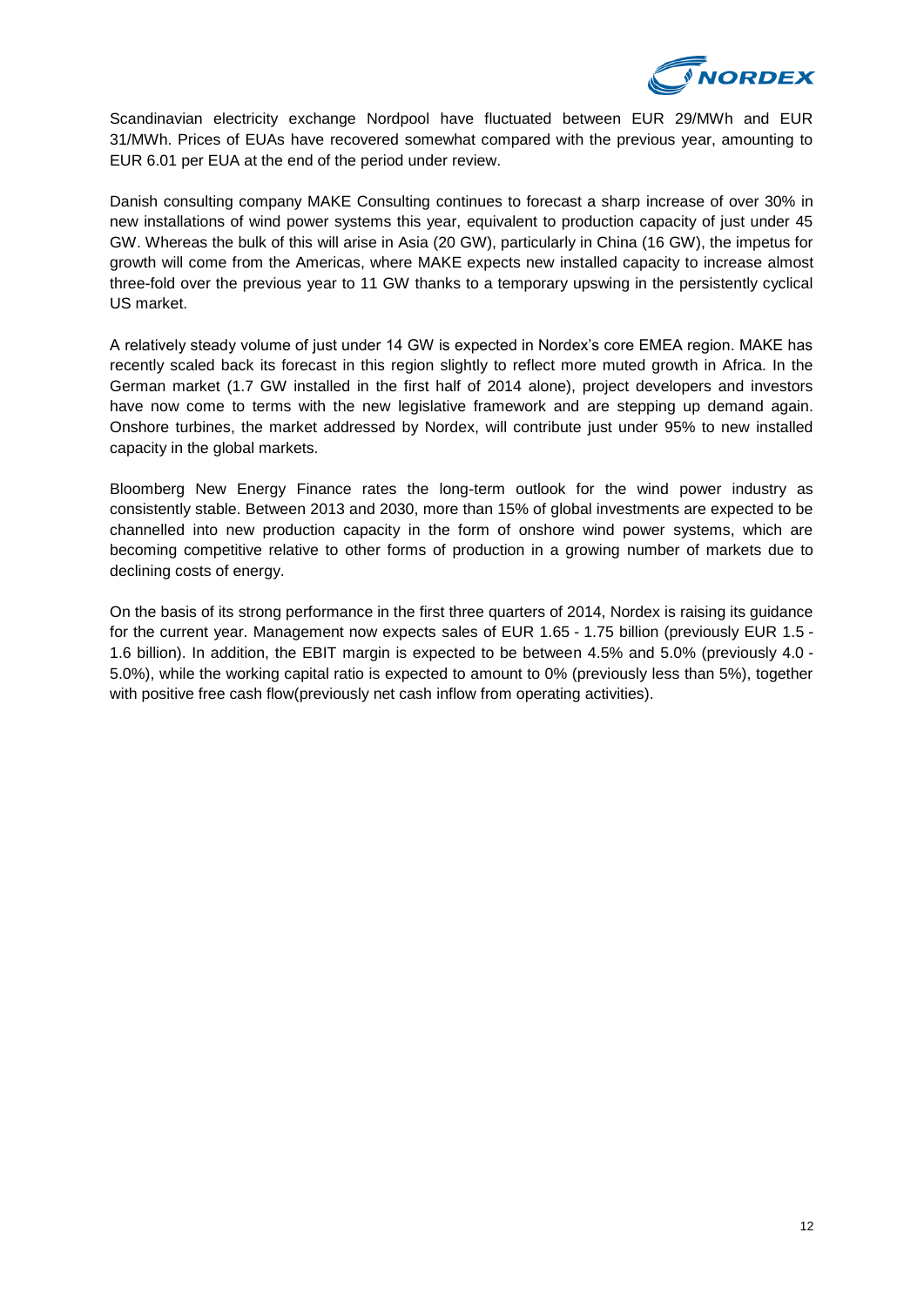Scandinavian electricity exchange Nordpool have fluctuated between EUR 29/MWh and EUR 31/MWh. Prices of EUAs have recovered somewhat compared with the previous year, amounting to EUR 6.01 per EUA at the end of the period under review.

Danish consulting company MAKE Consulting continues to forecast a sharp increase of over 30% in new installations of wind power systems this year, equivalent to production capacity of just under 45 GW. Whereas the bulk of this will arise in Asia (20 GW), particularly in China (16 GW), the impetus for growth will come from the Americas, where MAKE expects new installed capacity to increase almost three-fold over the previous year to 11 GW thanks to a temporary upswing in the persistently cyclical US market.

A relatively steady volume of just under 14 GW is expected in Nordex's core EMEA region. MAKE has recently scaled back its forecast in this region slightly to reflect more muted growth in Africa. In the German market (1.7 GW installed in the first half of 2014 alone), project developers and investors have now come to terms with the new legislative framework and are stepping up demand again. Onshore turbines, the market addressed by Nordex, will contribute just under 95% to new installed capacity in the global markets.

Bloomberg New Energy Finance rates the long-term outlook for the wind power industry as consistently stable. Between 2013 and 2030, more than 15% of global investments are expected to be channelled into new production capacity in the form of onshore wind power systems, which are becoming competitive relative to other forms of production in a growing number of markets due to declining costs of energy.

On the basis of its strong performance in the first three quarters of 2014, Nordex is raising its guidance for the current year. Management now expects sales of EUR 1.65 - 1.75 billion (previously EUR 1.5 - 1.6 billion). In addition, the EBIT margin is expected to be between 4.5% and 5.0% (previously 4.0 - 5.0%), while the working capital ratio is expected to amount to 0% (previously less than 5%), together with positive free cash flow(previously net cash inflow from operating activities).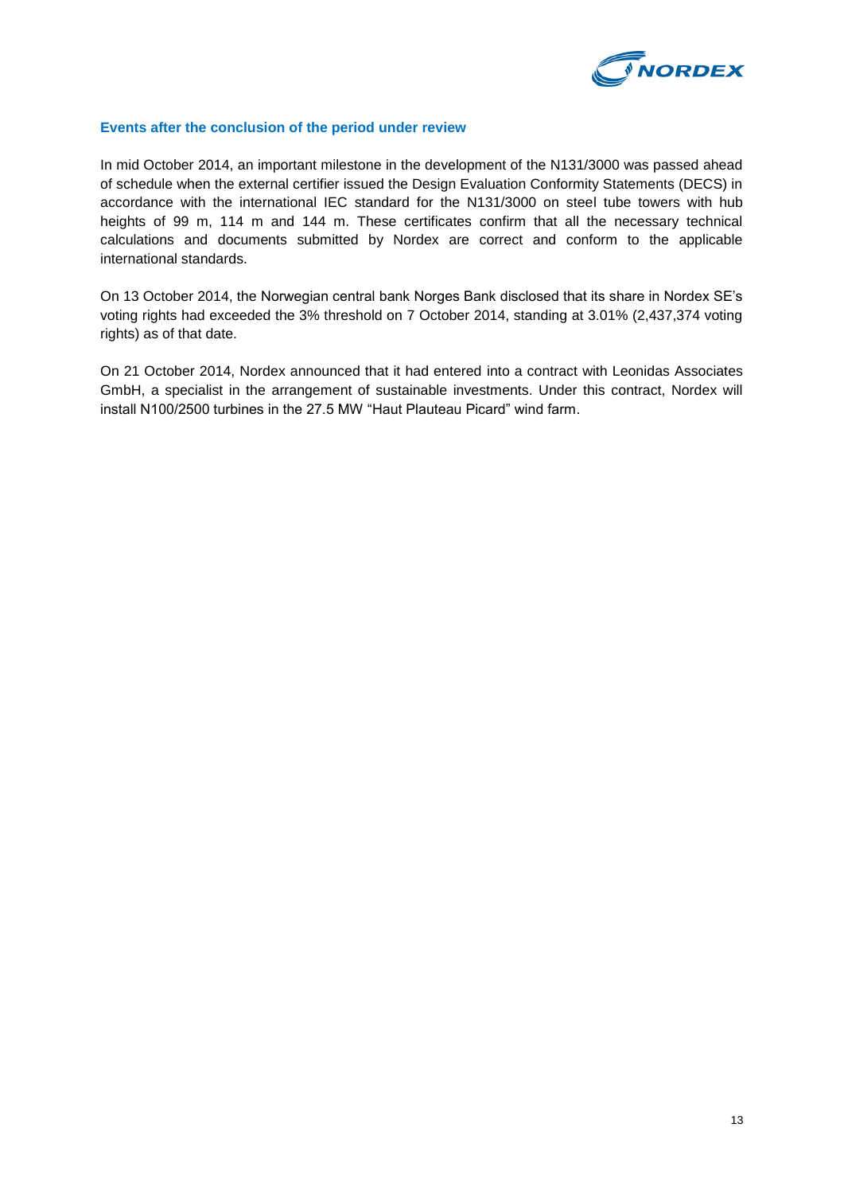## Events after the conclusion of the period under review

In mid October 2014, an important milestone in the development of the N131/3000 was passed ahead of schedule when the external certifier issued the Design Evaluation Conformity Statements (DECS) in accordance with the international IEC standard for the N131/3000 on steel tube towers with hub heights of 99 m, 114 m and 144 m. These certificates confirm that all the necessary technical calculations and documents submitted by Nordex are correct and conform to the applicable international standards.

On 13 October 2014, the Norwegian central bank Norges Bank disclosed that its share in Nordex SE's voting rights had exceeded the 3% threshold on 7 October 2014, standing at 3.01% (2,437,374 voting rights) as of that date.

On 21 October 2014, Nordex announced that it had entered into a contract with Leonidas Associates GmbH, a specialist in the arrangement of sustainable investments. Under this contract, Nordex will install N100/2500 turbines in the 27.5 MW "Haut Plauteau Picard" wind farm.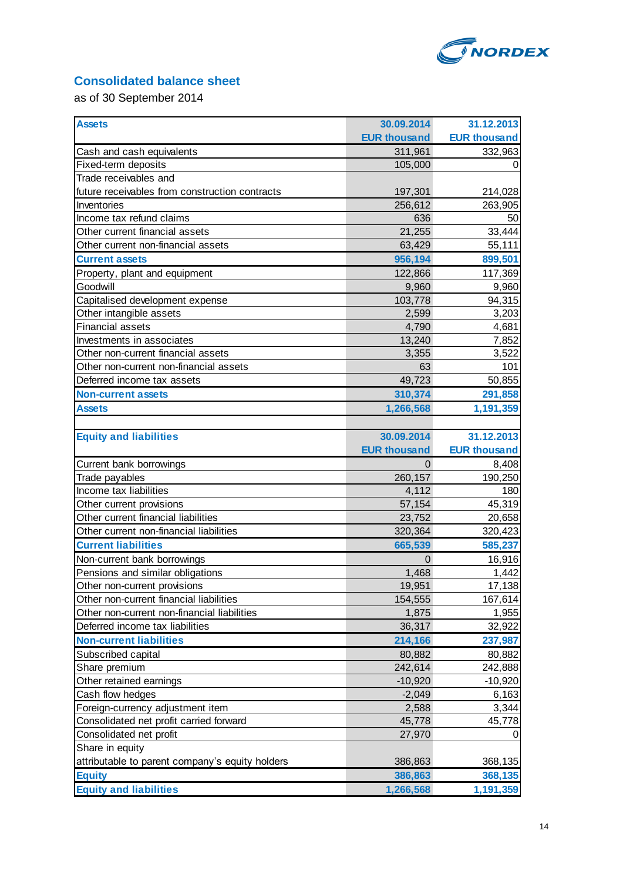## Consolidated balance sheet

as of 30 September 2014

| Assets | 30.09.2014<br>EUR thousand | 31.12.2013<br>EUR thousand |
|---|---|---|
| Cash and cash equivalents | 311,961 | 332,963 |
| Fixed-term deposits | 105,000 | 0 |
| Trade receivables and future receivables from construction contracts | 197,301 | 214,028 |
| Inventories | 256,612 | 263,905 |
| Income tax refund claims | 636 | 50 |
| Other current financial assets | 21,255 | 33,444 |
| Other current non-financial assets | 63,429 | 55,111 |
| **Current assets** | **956,194** | **899,501** |
| Property, plant and equipment | 122,866 | 117,369 |
| Goodwill | 9,960 | 9,960 |
| Capitalised development expense | 103,778 | 94,315 |
| Other intangible assets | 2,599 | 3,203 |
| Financial assets | 4,790 | 4,681 |
| Investments in associates | 13,240 | 7,852 |
| Other non-current financial assets | 3,355 | 3,522 |
| Other non-current non-financial assets | 63 | 101 |
| Deferred income tax assets | 49,723 | 50,855 |
| **Non-current assets** | **310,374** | **291,858** |
| **Assets** | **1,266,568** | **1,191,359** |

| Equity and liabilities | 30.09.2014<br>EUR thousand | 31.12.2013<br>EUR thousand |
|---|---|---|
| Current bank borrowings | 0 | 8,408 |
| Trade payables | 260,157 | 190,250 |
| Income tax liabilities | 4,112 | 180 |
| Other current provisions | 57,154 | 45,319 |
| Other current financial liabilities | 23,752 | 20,658 |
| Other current non-financial liabilities | 320,364 | 320,423 |
| **Current liabilities** | **665,539** | **585,237** |
| Non-current bank borrowings | 0 | 16,916 |
| Pensions and similar obligations | 1,468 | 1,442 |
| Other non-current provisions | 19,951 | 17,138 |
| Other non-current financial liabilities | 154,555 | 167,614 |
| Other non-current non-financial liabilities | 1,875 | 1,955 |
| Deferred income tax liabilities | 36,317 | 32,922 |
| **Non-current liabilities** | **214,166** | **237,987** |
| Subscribed capital | 80,882 | 80,882 |
| Share premium | 242,614 | 242,888 |
| Other retained earnings | -10,920 | -10,920 |
| Cash flow hedges | -2,049 | 6,163 |
| Foreign-currency adjustment item | 2,588 | 3,344 |
| Consolidated net profit carried forward | 45,778 | 45,778 |
| Consolidated net profit | 27,970 | 0 |
| Share in equity attributable to parent company's equity holders | 386,863 | 368,135 |
| **Equity** | **386,863** | **368,135** |
| **Equity and liabilities** | **1,266,568** | **1,191,359** |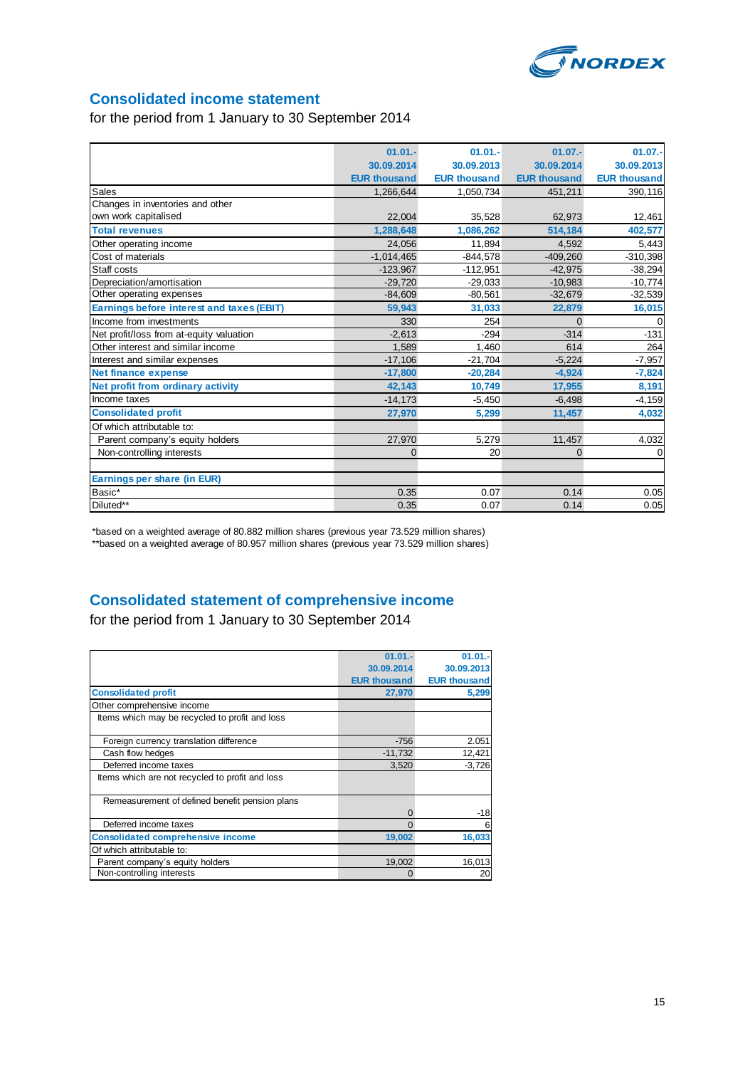## Consolidated income statement

for the period from 1 January to 30 September 2014

| | 01.01.-30.09.2014 EUR thousand | 01.01.-30.09.2013 EUR thousand | 01.07.-30.09.2014 EUR thousand | 01.07.-30.09.2013 EUR thousand |
|---|---|---|---|---|
| Sales | 1,266,644 | 1,050,734 | 451,211 | 390,116 |
| Changes in inventories and other own work capitalised | 22,004 | 35,528 | 62,973 | 12,461 |
| **Total revenues** | **1,288,648** | **1,086,262** | **514,184** | **402,577** |
| Other operating income | 24,056 | 11,894 | 4,592 | 5,443 |
| Cost of materials | -1,014,465 | -844,578 | -409,260 | -310,398 |
| Staff costs | -123,967 | -112,951 | -42,975 | -38,294 |
| Depreciation/amortisation | -29,720 | -29,033 | -10,983 | -10,774 |
| Other operating expenses | -84,609 | -80,561 | -32,679 | -32,539 |
| **Earnings before interest and taxes (EBIT)** | **59,943** | **31,033** | **22,879** | **16,015** |
| Income from investments | 330 | 254 | 0 | 0 |
| Net profit/loss from at-equity valuation | -2,613 | -294 | -314 | -131 |
| Other interest and similar income | 1,589 | 1,460 | 614 | 264 |
| Interest and similar expenses | -17,106 | -21,704 | -5,224 | -7,957 |
| **Net finance expense** | **-17,800** | **-20,284** | **-4,924** | **-7,824** |
| **Net profit from ordinary activity** | **42,143** | **10,749** | **17,955** | **8,191** |
| Income taxes | -14,173 | -5,450 | -6,498 | -4,159 |
| **Consolidated profit** | **27,970** | **5,299** | **11,457** | **4,032** |
| Of which attributable to: | | | | |
| Parent company's equity holders | 27,970 | 5,279 | 11,457 | 4,032 |
| Non-controlling interests | 0 | 20 | 0 | 0 |
| | | | | |
| **Earnings per share (in EUR)** | | | | |
| Basic* | 0.35 | 0.07 | 0.14 | 0.05 |
| Diluted** | 0.35 | 0.07 | 0.14 | 0.05 |

*based on a weighted average of 80.882 million shares (previous year 73.529 million shares)
**based on a weighted average of 80.957 million shares (previous year 73.529 million shares)

## Consolidated statement of comprehensive income

for the period from 1 January to 30 September 2014

| | 01.01.-30.09.2014 EUR thousand | 01.01.-30.09.2013 EUR thousand |
|---|---|---|
| **Consolidated profit** | **27,970** | **5,299** |
| Other comprehensive income | | |
| Items which may be recycled to profit and loss | | |
| Foreign currency translation difference | -756 | 2.051 |
| Cash flow hedges | -11,732 | 12,421 |
| Deferred income taxes | 3,520 | -3,726 |
| Items which are not recycled to profit and loss | | |
| Remeasurement of defined benefit pension plans | 0 | -18 |
| Deferred income taxes | 0 | 6 |
| **Consolidated comprehensive income** | **19,002** | **16,033** |
| Of which attributable to: | | |
| Parent company's equity holders | 19,002 | 16,013 |
| Non-controlling interests | 0 | 20 |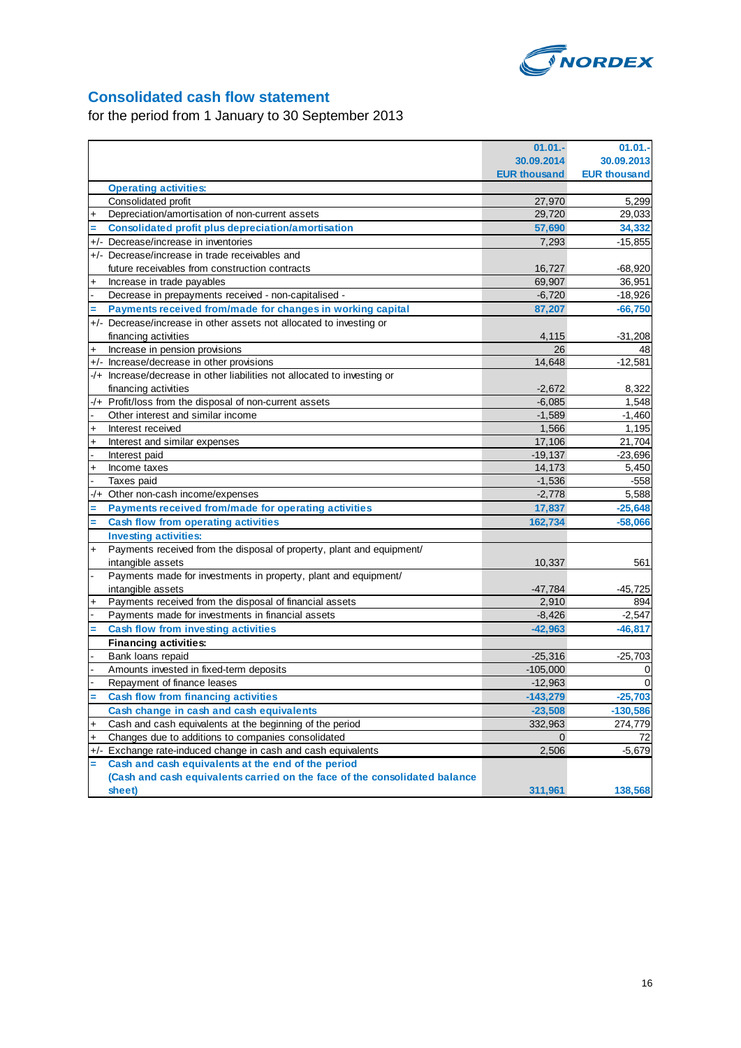## Consolidated cash flow statement

for the period from 1 January to 30 September 2013

| | | 01.01.- 30.09.2014 EUR thousand | 01.01.- 30.09.2013 EUR thousand |
|---|---|---|---|
| | **Operating activities:** | | |
| | Consolidated profit | 27,970 | 5,299 |
| + | Depreciation/amortisation of non-current assets | 29,720 | 29,033 |
| = | **Consolidated profit plus depreciation/amortisation** | **57,690** | **34,332** |
| +/- | Decrease/increase in inventories | 7,293 | -15,855 |
| +/- | Decrease/increase in trade receivables and future receivables from construction contracts | 16,727 | -68,920 |
| + | Increase in trade payables | 69,907 | 36,951 |
| - | Decrease in prepayments received - non-capitalised - | -6,720 | -18,926 |
| = | **Payments received from/made for changes in working capital** | **87,207** | **-66,750** |
| +/- | Decrease/increase in other assets not allocated to investing or financing activities | 4,115 | -31,208 |
| + | Increase in pension provisions | 26 | 48 |
| +/- | Increase/decrease in other provisions | 14,648 | -12,581 |
| -/+ | Increase/decrease in other liabilities not allocated to investing or financing activities | -2,672 | 8,322 |
| -/+ | Profit/loss from the disposal of non-current assets | -6,085 | 1,548 |
| - | Other interest and similar income | -1,589 | -1,460 |
| + | Interest received | 1,566 | 1,195 |
| + | Interest and similar expenses | 17,106 | 21,704 |
| - | Interest paid | -19,137 | -23,696 |
| + | Income taxes | 14,173 | 5,450 |
| - | Taxes paid | -1,536 | -558 |
| -/+ | Other non-cash income/expenses | -2,778 | 5,588 |
| = | **Payments received from/made for operating activities** | **17,837** | **-25,648** |
| = | **Cash flow from operating activities** | **162,734** | **-58,066** |
| | **Investing activities:** | | |
| + | Payments received from the disposal of property, plant and equipment/ intangible assets | 10,337 | 561 |
| - | Payments made for investments in property, plant and equipment/ intangible assets | -47,784 | -45,725 |
| + | Payments received from the disposal of financial assets | 2,910 | 894 |
| - | Payments made for investments in financial assets | -8,426 | -2,547 |
| = | **Cash flow from investing activities** | **-42,963** | **-46,817** |
| | **Financing activities:** | | |
| - | Bank loans repaid | -25,316 | -25,703 |
| - | Amounts invested in fixed-term deposits | -105,000 | 0 |
| - | Repayment of finance leases | -12,963 | 0 |
| = | **Cash flow from financing activities** | **-143,279** | **-25,703** |
| | **Cash change in cash and cash equivalents** | **-23,508** | **-130,586** |
| + | Cash and cash equivalents at the beginning of the period | 332,963 | 274,779 |
| + | Changes due to additions to companies consolidated | 0 | 72 |
| +/- | Exchange rate-induced change in cash and cash equivalents | 2,506 | -5,679 |
| = | **Cash and cash equivalents at the end of the period (Cash and cash equivalents carried on the face of the consolidated balance sheet)** | **311,961** | **138,568** |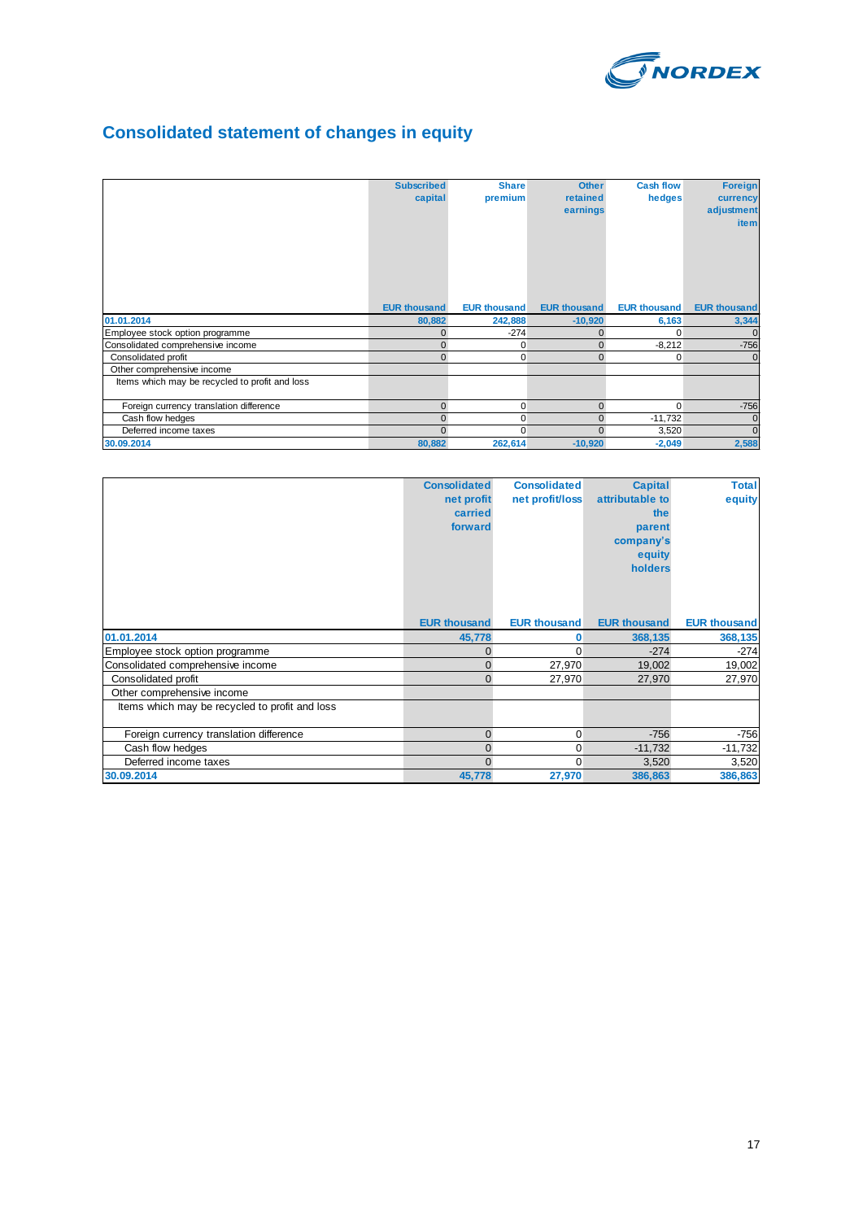# Consolidated statement of changes in equity

| | Subscribed capital | Share premium | Other retained earnings | Cash flow hedges | Foreign currency adjustment item |
|---|---|---|---|---|---|
| | EUR thousand | EUR thousand | EUR thousand | EUR thousand | EUR thousand |
| **01.01.2014** | **80,882** | **242,888** | **-10,920** | **6,163** | **3,344** |
| Employee stock option programme | 0 | -274 | 0 | 0 | 0 |
| Consolidated comprehensive income | 0 | 0 | 0 | -8,212 | -756 |
| Consolidated profit | 0 | 0 | 0 | 0 | 0 |
| Other comprehensive income | | | | | |
| Items which may be recycled to profit and loss | | | | | |
| Foreign currency translation difference | 0 | 0 | 0 | 0 | -756 |
| Cash flow hedges | 0 | 0 | 0 | -11,732 | 0 |
| Deferred income taxes | 0 | 0 | 0 | 3,520 | 0 |
| **30.09.2014** | **80,882** | **262,614** | **-10,920** | **-2,049** | **2,588** |

| | Consolidated net profit carried forward | Consolidated net profit/loss | Capital attributable to the parent company's equity holders | Total equity |
|---|---|---|---|---|
| | EUR thousand | EUR thousand | EUR thousand | EUR thousand |
| **01.01.2014** | **45,778** | **0** | **368,135** | **368,135** |
| Employee stock option programme | 0 | 0 | -274 | -274 |
| Consolidated comprehensive income | 0 | 27,970 | 19,002 | 19,002 |
| Consolidated profit | 0 | 27,970 | 27,970 | 27,970 |
| Other comprehensive income | | | | |
| Items which may be recycled to profit and loss | | | | |
| Foreign currency translation difference | 0 | 0 | -756 | -756 |
| Cash flow hedges | 0 | 0 | -11,732 | -11,732 |
| Deferred income taxes | 0 | 0 | 3,520 | 3,520 |
| **30.09.2014** | **45,778** | **27,970** | **386,863** | **386,863** |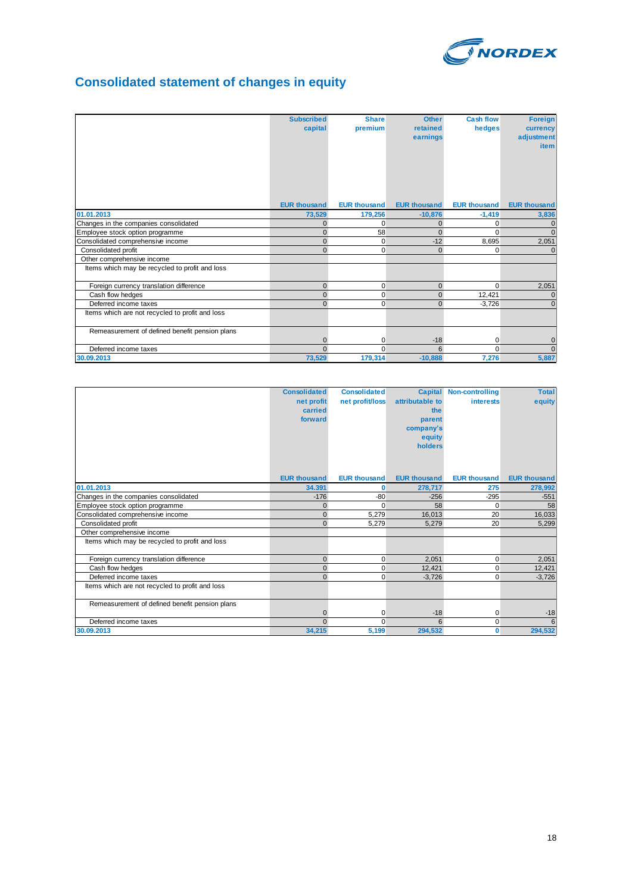# Consolidated statement of changes in equity

| | Subscribed capital | Share premium | Other retained earnings | Cash flow hedges | Foreign currency adjustment item |
|---|---|---|---|---|---|
| | EUR thousand | EUR thousand | EUR thousand | EUR thousand | EUR thousand |
| **01.01.2013** | **73,529** | **179,256** | **-10,876** | **-1,419** | **3,836** |
| Changes in the companies consolidated | 0 | 0 | 0 | 0 | 0 |
| Employee stock option programme | 0 | 58 | 0 | 0 | 0 |
| Consolidated comprehensive income | 0 | 0 | -12 | 8,695 | 2,051 |
| Consolidated profit | 0 | 0 | 0 | 0 | 0 |
| Other comprehensive income | | | | | |
| Items which may be recycled to profit and loss | | | | | |
| Foreign currency translation difference | 0 | 0 | 0 | 0 | 2,051 |
| Cash flow hedges | 0 | 0 | 0 | 12,421 | 0 |
| Deferred income taxes | 0 | 0 | 0 | -3,726 | 0 |
| Items which are not recycled to profit and loss | | | | | |
| Remeasurement of defined benefit pension plans | 0 | 0 | -18 | 0 | 0 |
| Deferred income taxes | 0 | 0 | 6 | 0 | 0 |
| **30.09.2013** | **73,529** | **179,314** | **-10,888** | **7,276** | **5,887** |

| | Consolidated net profit carried forward | Consolidated net profit/loss | Capital attributable to the parent company's equity holders | Non-controlling interests | Total equity |
|---|---|---|---|---|---|
| | EUR thousand | EUR thousand | EUR thousand | EUR thousand | EUR thousand |
| **01.01.2013** | **34.391** | **0** | **278,717** | **275** | **278,992** |
| Changes in the companies consolidated | -176 | -80 | -256 | -295 | -551 |
| Employee stock option programme | 0 | 0 | 58 | 0 | 58 |
| Consolidated comprehensive income | 0 | 5,279 | 16,013 | 20 | 16,033 |
| Consolidated profit | 0 | 5,279 | 5,279 | 20 | 5,299 |
| Other comprehensive income | | | | | |
| Items which may be recycled to profit and loss | | | | | |
| Foreign currency translation difference | 0 | 0 | 2,051 | 0 | 2,051 |
| Cash flow hedges | 0 | 0 | 12,421 | 0 | 12,421 |
| Deferred income taxes | 0 | 0 | -3,726 | 0 | -3,726 |
| Items which are not recycled to profit and loss | | | | | |
| Remeasurement of defined benefit pension plans | 0 | 0 | -18 | 0 | -18 |
| Deferred income taxes | 0 | 0 | 6 | 0 | 6 |
| **30.09.2013** | **34,215** | **5,199** | **294,532** | **0** | **294,532** |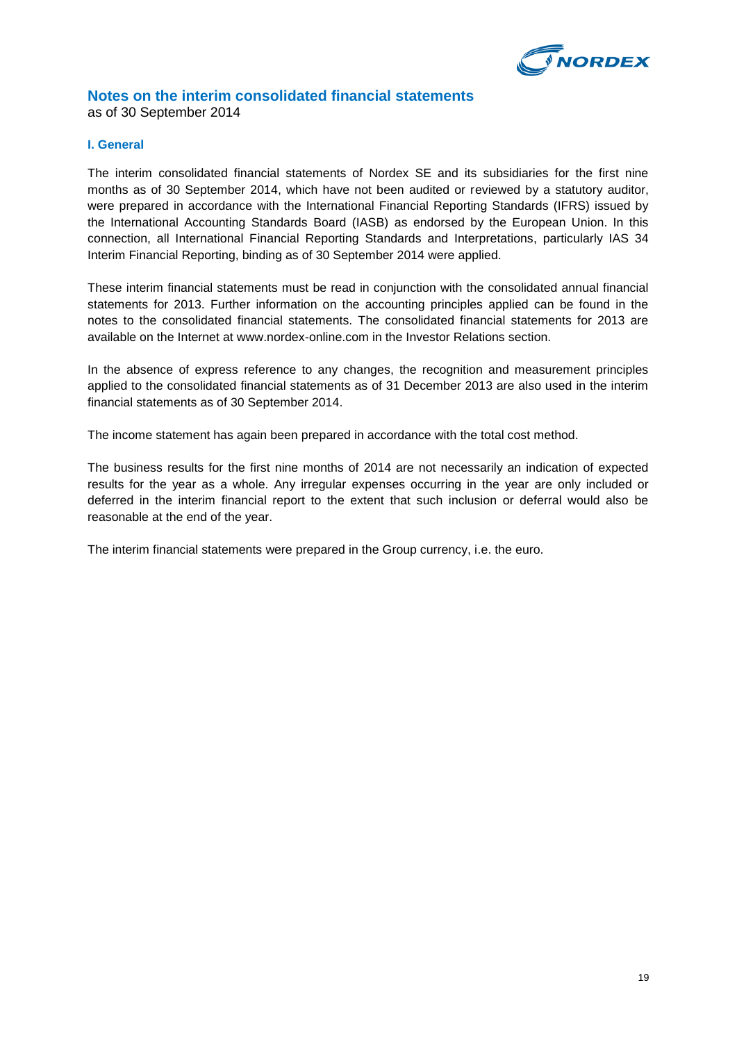## Notes on the interim consolidated financial statements

as of 30 September 2014

### I. General

The interim consolidated financial statements of Nordex SE and its subsidiaries for the first nine months as of 30 September 2014, which have not been audited or reviewed by a statutory auditor, were prepared in accordance with the International Financial Reporting Standards (IFRS) issued by the International Accounting Standards Board (IASB) as endorsed by the European Union. In this connection, all International Financial Reporting Standards and Interpretations, particularly IAS 34 Interim Financial Reporting, binding as of 30 September 2014 were applied.

These interim financial statements must be read in conjunction with the consolidated annual financial statements for 2013. Further information on the accounting principles applied can be found in the notes to the consolidated financial statements. The consolidated financial statements for 2013 are available on the Internet at www.nordex-online.com in the Investor Relations section.

In the absence of express reference to any changes, the recognition and measurement principles applied to the consolidated financial statements as of 31 December 2013 are also used in the interim financial statements as of 30 September 2014.

The income statement has again been prepared in accordance with the total cost method.

The business results for the first nine months of 2014 are not necessarily an indication of expected results for the year as a whole. Any irregular expenses occurring in the year are only included or deferred in the interim financial report to the extent that such inclusion or deferral would also be reasonable at the end of the year.

The interim financial statements were prepared in the Group currency, i.e. the euro.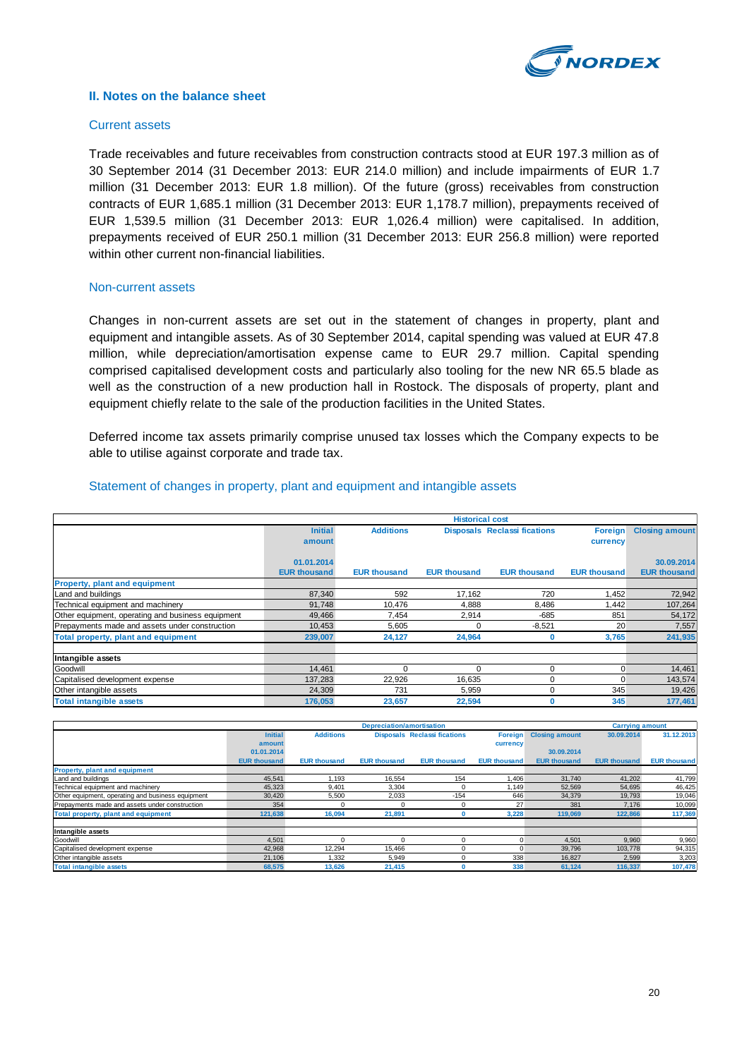## II. Notes on the balance sheet

### Current assets

Trade receivables and future receivables from construction contracts stood at EUR 197.3 million as of 30 September 2014 (31 December 2013: EUR 214.0 million) and include impairments of EUR 1.7 million (31 December 2013: EUR 1.8 million). Of the future (gross) receivables from construction contracts of EUR 1,685.1 million (31 December 2013: EUR 1,178.7 million), prepayments received of EUR 1,539.5 million (31 December 2013: EUR 1,026.4 million) were capitalised. In addition, prepayments received of EUR 250.1 million (31 December 2013: EUR 256.8 million) were reported within other current non-financial liabilities.

### Non-current assets

Changes in non-current assets are set out in the statement of changes in property, plant and equipment and intangible assets. As of 30 September 2014, capital spending was valued at EUR 47.8 million, while depreciation/amortisation expense came to EUR 29.7 million. Capital spending comprised capitalised development costs and particularly also tooling for the new NR 65.5 blade as well as the construction of a new production hall in Rostock. The disposals of property, plant and equipment chiefly relate to the sale of the production facilities in the United States.

Deferred income tax assets primarily comprise unused tax losses which the Company expects to be able to utilise against corporate and trade tax.

### Statement of changes in property, plant and equipment and intangible assets

| | Historical cost | | | | | |
|---|---|---|---|---|---|---|
| | Initial amount 01.01.2014 | Additions | Disposals | Reclassi fications | Foreign currency | Closing amount 30.09.2014 |
| | EUR thousand | EUR thousand | EUR thousand | EUR thousand | EUR thousand | EUR thousand |
| **Property, plant and equipment** | | | | | | |
| Land and buildings | 87,340 | 592 | 17,162 | 720 | 1,452 | 72,942 |
| Technical equipment and machinery | 91,748 | 10,476 | 4,888 | 8,486 | 1,442 | 107,264 |
| Other equipment, operating and business equipment | 49,466 | 7,454 | 2,914 | -685 | 851 | 54,172 |
| Prepayments made and assets under construction | 10,453 | 5,605 | 0 | -8,521 | 20 | 7,557 |
| **Total property, plant and equipment** | **239,007** | **24,127** | **24,964** | **0** | **3,765** | **241,935** |
| | | | | | | |
| **Intangible assets** | | | | | | |
| Goodwill | 14,461 | 0 | 0 | 0 | 0 | 14,461 |
| Capitalised development expense | 137,283 | 22,926 | 16,635 | 0 | 0 | 143,574 |
| Other intangible assets | 24,309 | 731 | 5,959 | 0 | 345 | 19,426 |
| **Total intangible assets** | **176,053** | **23,657** | **22,594** | **0** | **345** | **177,461** |

| | Depreciation/amortisation | | | | | | Carrying amount | |
|---|---|---|---|---|---|---|---|---|
| | Initial amount 01.01.2014 | Additions | Disposals | Reclassi fications | Foreign currency | Closing amount 30.09.2014 | 30.09.2014 | 31.12.2013 |
| | EUR thousand | EUR thousand | EUR thousand | EUR thousand | EUR thousand | EUR thousand | EUR thousand | EUR thousand |
| **Property, plant and equipment** | | | | | | | | |
| Land and buildings | 45,541 | 1,193 | 16,554 | 154 | 1,406 | 31,740 | 41,202 | 41,799 |
| Technical equipment and machinery | 45,323 | 9,401 | 3,304 | 0 | 1,149 | 52,569 | 54,695 | 46,425 |
| Other equipment, operating and business equipment | 30,420 | 5,500 | 2,033 | -154 | 646 | 34,379 | 19,793 | 19,046 |
| Prepayments made and assets under construction | 354 | 0 | 0 | 0 | 27 | 381 | 7,176 | 10,099 |
| **Total property, plant and equipment** | **121,638** | **16,094** | **21,891** | **0** | **3,228** | **119,069** | **122,866** | **117,369** |
| | | | | | | | | |
| **Intangible assets** | | | | | | | | |
| Goodwill | 4,501 | 0 | 0 | 0 | 0 | 4,501 | 9,960 | 9,960 |
| Capitalised development expense | 42,968 | 12,294 | 15,466 | 0 | 0 | 39,796 | 103,778 | 94,315 |
| Other intangible assets | 21,106 | 1,332 | 5,949 | 0 | 338 | 16,827 | 2,599 | 3,203 |
| **Total intangible assets** | **68,575** | **13,626** | **21,415** | **0** | **338** | **61,124** | **116,337** | **107,478** |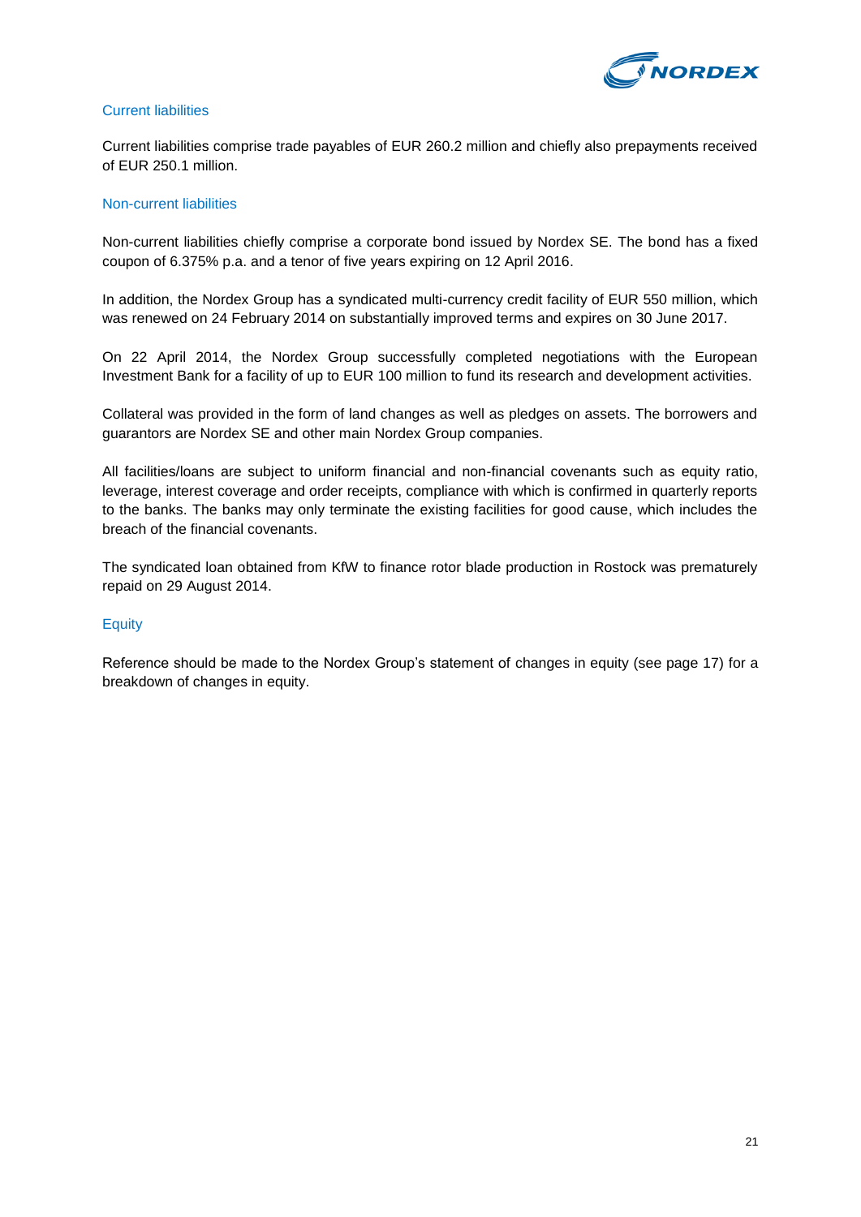### Current liabilities

Current liabilities comprise trade payables of EUR 260.2 million and chiefly also prepayments received of EUR 250.1 million.

### Non-current liabilities

Non-current liabilities chiefly comprise a corporate bond issued by Nordex SE. The bond has a fixed coupon of 6.375% p.a. and a tenor of five years expiring on 12 April 2016.

In addition, the Nordex Group has a syndicated multi-currency credit facility of EUR 550 million, which was renewed on 24 February 2014 on substantially improved terms and expires on 30 June 2017.

On 22 April 2014, the Nordex Group successfully completed negotiations with the European Investment Bank for a facility of up to EUR 100 million to fund its research and development activities.

Collateral was provided in the form of land changes as well as pledges on assets. The borrowers and guarantors are Nordex SE and other main Nordex Group companies.

All facilities/loans are subject to uniform financial and non-financial covenants such as equity ratio, leverage, interest coverage and order receipts, compliance with which is confirmed in quarterly reports to the banks. The banks may only terminate the existing facilities for good cause, which includes the breach of the financial covenants.

The syndicated loan obtained from KfW to finance rotor blade production in Rostock was prematurely repaid on 29 August 2014.

### Equity

Reference should be made to the Nordex Group's statement of changes in equity (see page 17) for a breakdown of changes in equity.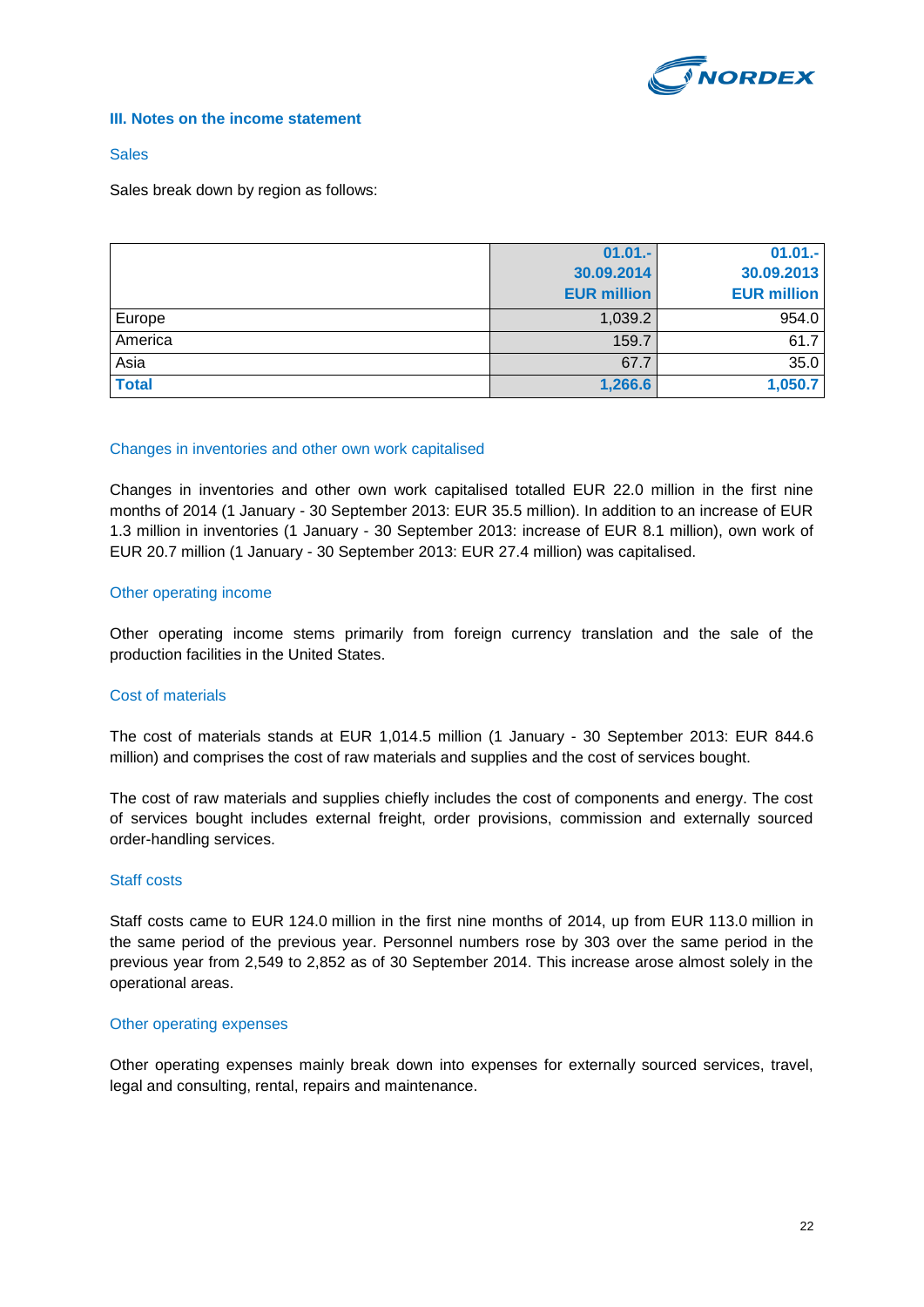## III. Notes on the income statement

### Sales

Sales break down by region as follows:

| | 01.01.-30.09.2014 EUR million | 01.01.-30.09.2013 EUR million |
|---|---|---|
| Europe | 1,039.2 | 954.0 |
| America | 159.7 | 61.7 |
| Asia | 67.7 | 35.0 |
| **Total** | **1,266.6** | **1,050.7** |

### Changes in inventories and other own work capitalised

Changes in inventories and other own work capitalised totalled EUR 22.0 million in the first nine months of 2014 (1 January - 30 September 2013: EUR 35.5 million). In addition to an increase of EUR 1.3 million in inventories (1 January - 30 September 2013: increase of EUR 8.1 million), own work of EUR 20.7 million (1 January - 30 September 2013: EUR 27.4 million) was capitalised.

### Other operating income

Other operating income stems primarily from foreign currency translation and the sale of the production facilities in the United States.

### Cost of materials

The cost of materials stands at EUR 1,014.5 million (1 January - 30 September 2013: EUR 844.6 million) and comprises the cost of raw materials and supplies and the cost of services bought.

The cost of raw materials and supplies chiefly includes the cost of components and energy. The cost of services bought includes external freight, order provisions, commission and externally sourced order-handling services.

### Staff costs

Staff costs came to EUR 124.0 million in the first nine months of 2014, up from EUR 113.0 million in the same period of the previous year. Personnel numbers rose by 303 over the same period in the previous year from 2,549 to 2,852 as of 30 September 2014. This increase arose almost solely in the operational areas.

### Other operating expenses

Other operating expenses mainly break down into expenses for externally sourced services, travel, legal and consulting, rental, repairs and maintenance.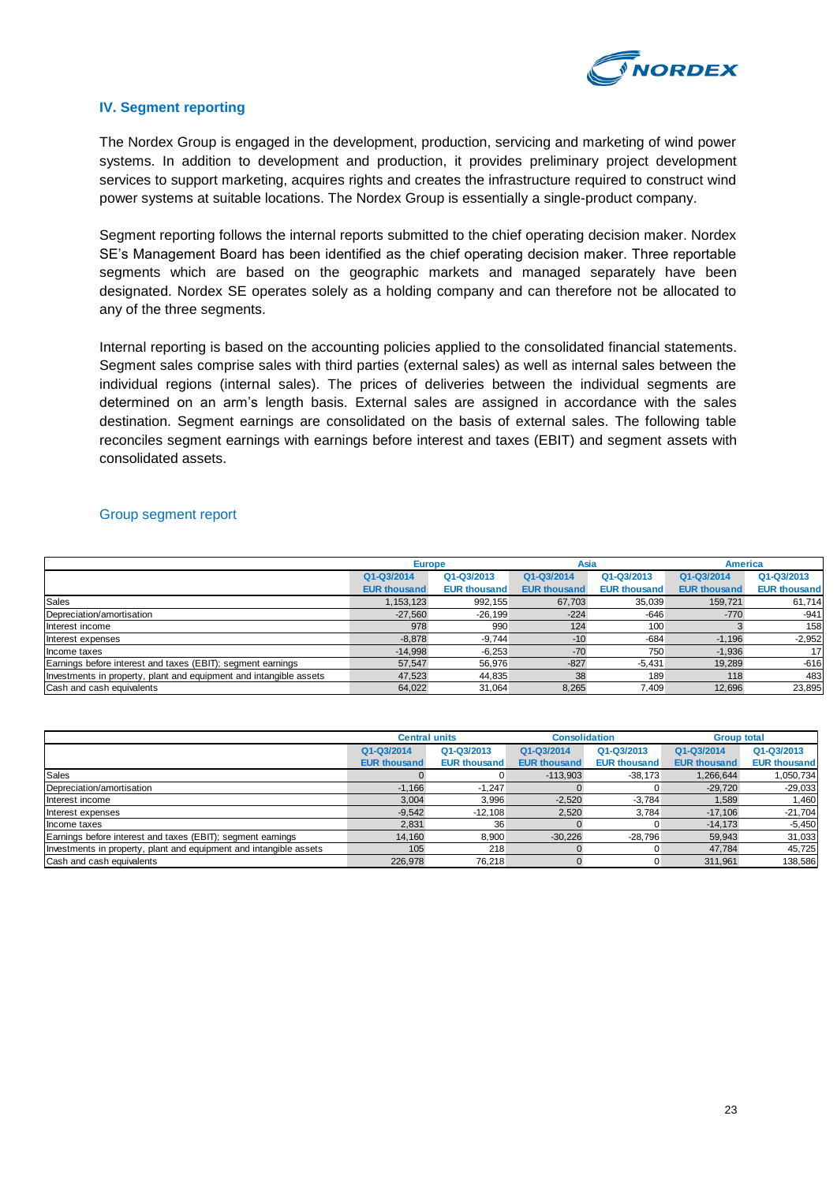## IV. Segment reporting

The Nordex Group is engaged in the development, production, servicing and marketing of wind power systems. In addition to development and production, it provides preliminary project development services to support marketing, acquires rights and creates the infrastructure required to construct wind power systems at suitable locations. The Nordex Group is essentially a single-product company.

Segment reporting follows the internal reports submitted to the chief operating decision maker. Nordex SE's Management Board has been identified as the chief operating decision maker. Three reportable segments which are based on the geographic markets and managed separately have been designated. Nordex SE operates solely as a holding company and can therefore not be allocated to any of the three segments.

Internal reporting is based on the accounting policies applied to the consolidated financial statements. Segment sales comprise sales with third parties (external sales) as well as internal sales between the individual regions (internal sales). The prices of deliveries between the individual segments are determined on an arm's length basis. External sales are assigned in accordance with the sales destination. Segment earnings are consolidated on the basis of external sales. The following table reconciles segment earnings with earnings before interest and taxes (EBIT) and segment assets with consolidated assets.

### Group segment report

| | Europe | | Asia | | America | |
|---|---|---|---|---|---|---|
| | Q1-Q3/2014 | Q1-Q3/2013 | Q1-Q3/2014 | Q1-Q3/2013 | Q1-Q3/2014 | Q1-Q3/2013 |
| | EUR thousand | EUR thousand | EUR thousand | EUR thousand | EUR thousand | EUR thousand |
| Sales | 1,153,123 | 992,155 | 67,703 | 35,039 | 159,721 | 61,714 |
| Depreciation/amortisation | -27,560 | -26,199 | -224 | -646 | -770 | -941 |
| Interest income | 978 | 990 | 124 | 100 | 3 | 158 |
| Interest expenses | -8,878 | -9,744 | -10 | -684 | -1,196 | -2,952 |
| Income taxes | -14,998 | -6,253 | -70 | 750 | -1,936 | 17 |
| Earnings before interest and taxes (EBIT); segment earnings | 57,547 | 56,976 | -827 | -5,431 | 19,289 | -616 |
| Investments in property, plant and equipment and intangible assets | 47,523 | 44,835 | 38 | 189 | 118 | 483 |
| Cash and cash equivalents | 64,022 | 31,064 | 8,265 | 7,409 | 12,696 | 23,895 |

| | Central units | | Consolidation | | Group total | |
|---|---|---|---|---|---|---|
| | Q1-Q3/2014 | Q1-Q3/2013 | Q1-Q3/2014 | Q1-Q3/2013 | Q1-Q3/2014 | Q1-Q3/2013 |
| | EUR thousand | EUR thousand | EUR thousand | EUR thousand | EUR thousand | EUR thousand |
| Sales | 0 | 0 | -113,903 | -38,173 | 1,266,644 | 1,050,734 |
| Depreciation/amortisation | -1,166 | -1,247 | 0 | 0 | -29,720 | -29,033 |
| Interest income | 3,004 | 3,996 | -2,520 | -3,784 | 1,589 | 1,460 |
| Interest expenses | -9,542 | -12,108 | 2,520 | 3,784 | -17,106 | -21,704 |
| Income taxes | 2,831 | 36 | 0 | 0 | -14,173 | -5,450 |
| Earnings before interest and taxes (EBIT); segment earnings | 14,160 | 8,900 | -30,226 | -28,796 | 59,943 | 31,033 |
| Investments in property, plant and equipment and intangible assets | 105 | 218 | 0 | 0 | 47,784 | 45,725 |
| Cash and cash equivalents | 226,978 | 76,218 | 0 | 0 | 311,961 | 138,586 |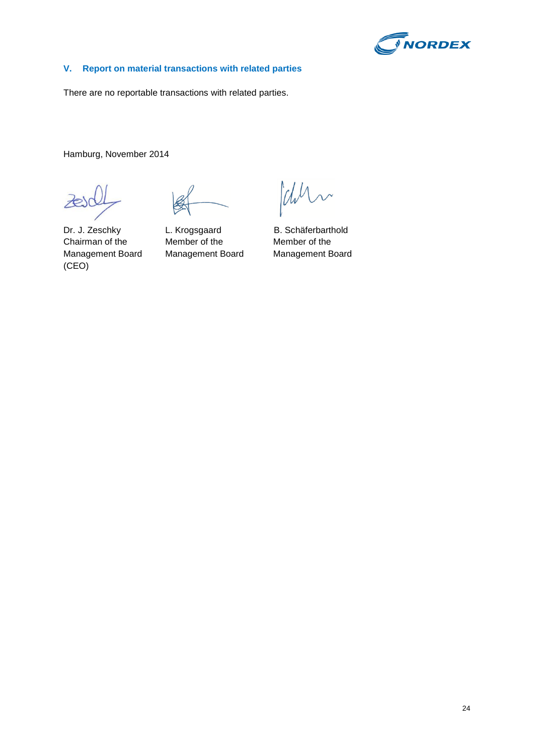## V. Report on material transactions with related parties

There are no reportable transactions with related parties.

Hamburg, November 2014

| Dr. J. Zeschky<br>Chairman of the Management Board (CEO) | L. Krogsgaard<br>Member of the Management Board | B. Schäferbarthold<br>Member of the Management Board |
|---|---|---|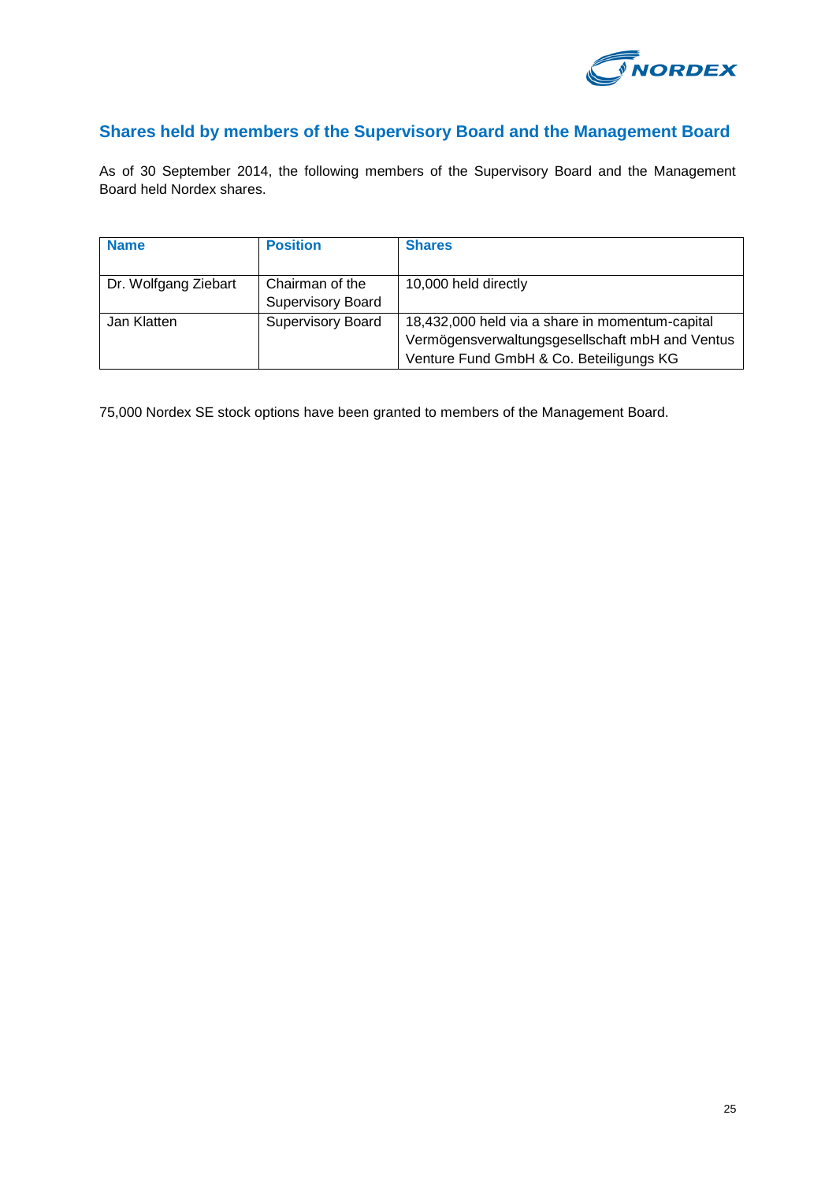## Shares held by members of the Supervisory Board and the Management Board

As of 30 September 2014, the following members of the Supervisory Board and the Management Board held Nordex shares.

| Name | Position | Shares |
|---|---|---|
| Dr. Wolfgang Ziebart | Chairman of the Supervisory Board | 10,000 held directly |
| Jan Klatten | Supervisory Board | 18,432,000 held via a share in momentum-capital Vermögensverwaltungsgesellschaft mbH and Ventus Venture Fund GmbH & Co. Beteiligungs KG |

75,000 Nordex SE stock options have been granted to members of the Management Board.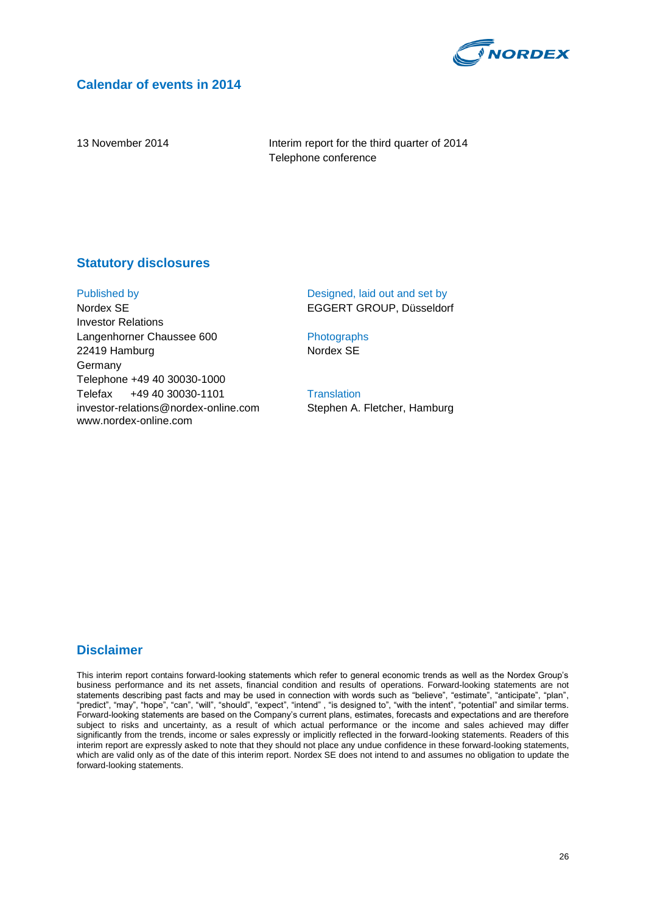## Calendar of events in 2014

| | |
|---|---|
| 13 November 2014 | Interim report for the third quarter of 2014<br>Telephone conference |

## Statutory disclosures

**Published by**
Nordex SE
Investor Relations
Langenhorner Chaussee 600
22419 Hamburg
Germany
Telephone +49 40 30030-1000
Telefax +49 40 30030-1101
investor-relations@nordex-online.com
www.nordex-online.com

**Designed, laid out and set by**
EGGERT GROUP, Düsseldorf

**Photographs**
Nordex SE

**Translation**
Stephen A. Fletcher, Hamburg

## Disclaimer

This interim report contains forward-looking statements which refer to general economic trends as well as the Nordex Group's business performance and its net assets, financial condition and results of operations. Forward-looking statements are not statements describing past facts and may be used in connection with words such as "believe", "estimate", "anticipate", "plan", "predict", "may", "hope", "can", "will", "should", "expect", "intend" , "is designed to", "with the intent", "potential" and similar terms. Forward-looking statements are based on the Company's current plans, estimates, forecasts and expectations and are therefore subject to risks and uncertainty, as a result of which actual performance or the income and sales achieved may differ significantly from the trends, income or sales expressly or implicitly reflected in the forward-looking statements. Readers of this interim report are expressly asked to note that they should not place any undue confidence in these forward-looking statements, which are valid only as of the date of this interim report. Nordex SE does not intend to and assumes no obligation to update the forward-looking statements.